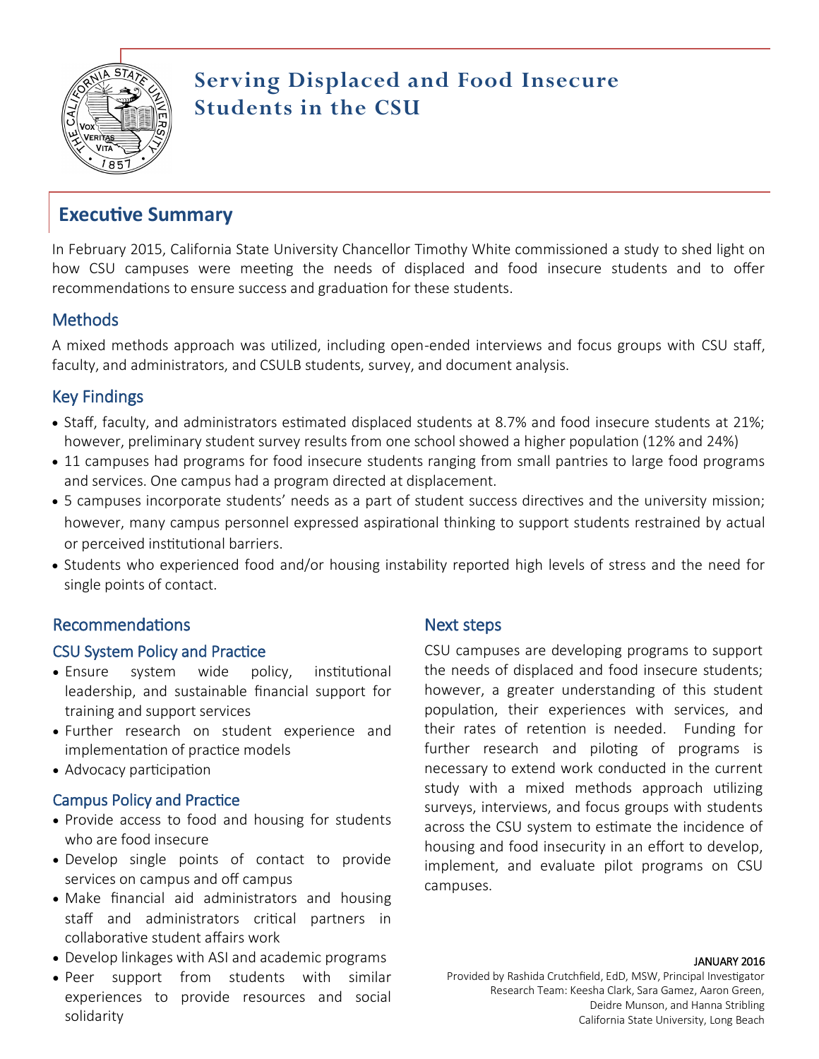# Serving Displaced and Food Insecure Students in the CSU

## Executive Summary

In February 2015, California State University Chancellor Timothy White commissioned a study to shed light on how CSU campuses were meeting the needs of displaced and food insecure students and to offer recommendations to ensure success and graduation for these students.

### Methods

A mixed methods approach was utilized, including open-ended interviews and focus groups with CSU staff, faculty, and administrators, and CSULB students, survey, and document analysis.

### Key Findings

- Staff, faculty, and administrators estimated displaced students at 8.7% and food insecure students at 21%; however, preliminary student survey results from one school showed a higher population (12% and 24%)
- 11 campuses had programs for food insecure students ranging from small pantries to large food programs and services. One campus had a program directed at displacement.
- 5 campuses incorporate students' needs as a part of student success directives and the university mission; however, many campus personnel expressed aspirational thinking to support students restrained by actual or perceived institutional barriers.
- Students who experienced food and/or housing instability reported high levels of stress and the need for single points of contact.

### Recommendations

#### CSU System Policy and Practice

- Ensure system wide policy, institutional leadership, and sustainable financial support for training and support services
- Further research on student experience and implementation of practice models
- Advocacy participation

#### Campus Policy and Practice

- Provide access to food and housing for students who are food insecure
- Develop single points of contact to provide services on campus and off campus
- Make financial aid administrators and housing staff and administrators critical partners in collaborative student affairs work
- Develop linkages with ASI and academic programs
- Peer support from students with similar experiences to provide resources and social solidarity

### Next steps

CSU campuses are developing programs to support the needs of displaced and food insecure students; however, a greater understanding of this student population, their experiences with services, and their rates of retention is needed. Funding for further research and piloting of programs is necessary to extend work conducted in the current study with a mixed methods approach utilizing surveys, interviews, and focus groups with students across the CSU system to estimate the incidence of housing and food insecurity in an effort to develop, implement, and evaluate pilot programs on CSU campuses.

JANUARY 2016

Provided by Rashida Crutchfield, EdD, MSW, Principal Investigator
Research Team: Keesha Clark, Sara Gamez, Aaron Green, Deidre Munson, and Hanna Stribling
California State University, Long Beach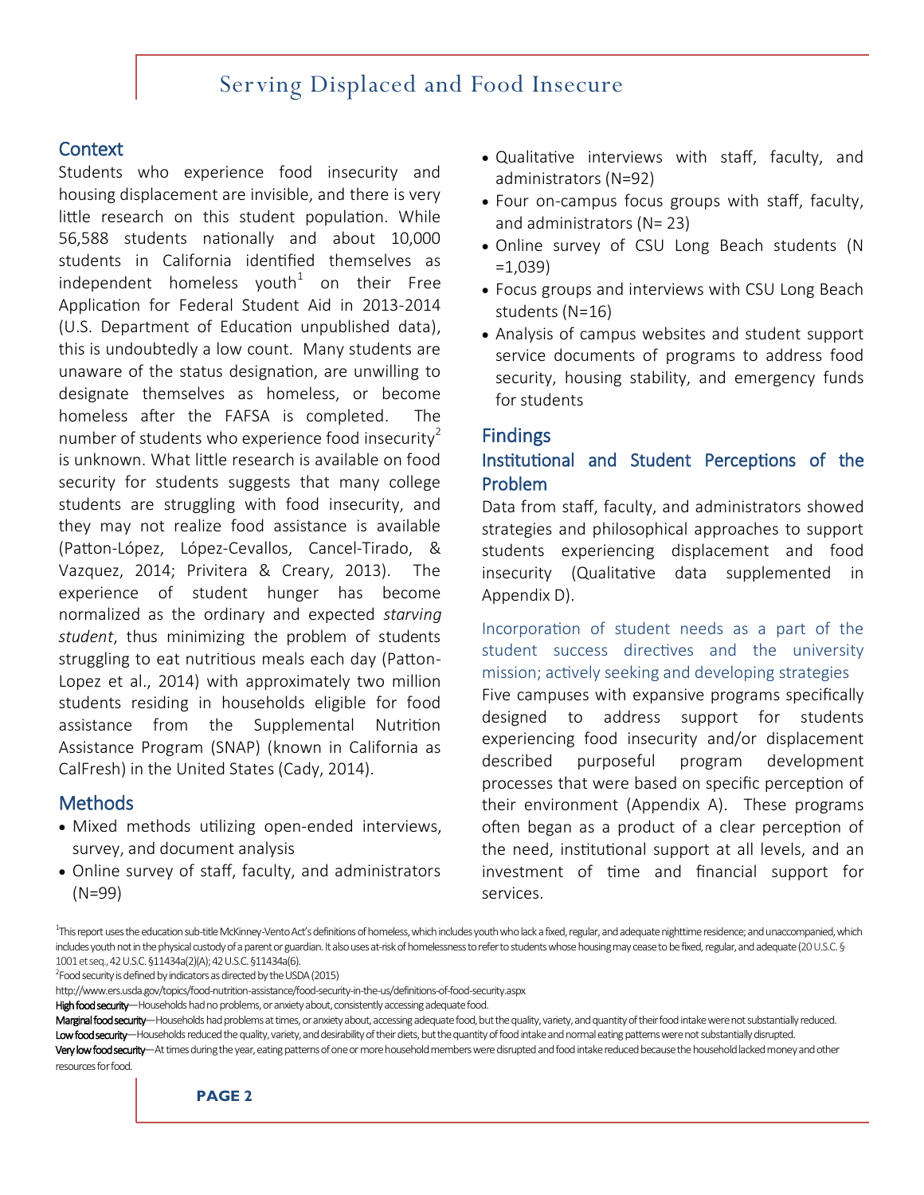## Context

Students who experience food insecurity and housing displacement are invisible, and there is very little research on this student population. While 56,588 students nationally and about 10,000 students in California identified themselves as independent homeless youth[1] on their Free Application for Federal Student Aid in 2013-2014 (U.S. Department of Education unpublished data), this is undoubtedly a low count. Many students are unaware of the status designation, are unwilling to designate themselves as homeless, or become homeless after the FAFSA is completed. The number of students who experience food insecurity[2] is unknown. What little research is available on food security for students suggests that many college students are struggling with food insecurity, and they may not realize food assistance is available (Patton-López, López-Cevallos, Cancel-Tirado, & Vazquez, 2014; Privitera & Creary, 2013). The experience of student hunger has become normalized as the ordinary and expected *starving student*, thus minimizing the problem of students struggling to eat nutritious meals each day (Patton-Lopez et al., 2014) with approximately two million students residing in households eligible for food assistance from the Supplemental Nutrition Assistance Program (SNAP) (known in California as CalFresh) in the United States (Cady, 2014).

## Methods

- Mixed methods utilizing open-ended interviews, survey, and document analysis
- Online survey of staff, faculty, and administrators (N=99)
- Qualitative interviews with staff, faculty, and administrators (N=92)
- Four on-campus focus groups with staff, faculty, and administrators (N= 23)
- Online survey of CSU Long Beach students (N =1,039)
- Focus groups and interviews with CSU Long Beach students (N=16)
- Analysis of campus websites and student support service documents of programs to address food security, housing stability, and emergency funds for students

## Findings

### Institutional and Student Perceptions of the Problem

Data from staff, faculty, and administrators showed strategies and philosophical approaches to support students experiencing displacement and food insecurity (Qualitative data supplemented in Appendix D).

#### Incorporation of student needs as a part of the student success directives and the university mission; actively seeking and developing strategies

Five campuses with expansive programs specifically designed to address support for students experiencing food insecurity and/or displacement described purposeful program development processes that were based on specific perception of their environment (Appendix A). These programs often began as a product of a clear perception of the need, institutional support at all levels, and an investment of time and financial support for services.

---

[1]This report uses the education sub-title McKinney-Vento Act's definitions of homeless, which includes youth who lack a fixed, regular, and adequate nighttime residence; and unaccompanied, which includes youth not in the physical custody of a parent or guardian. It also uses at-risk of homelessness to refer to students whose housing may cease to be fixed, regular, and adequate (20 U.S.C. § 1001 et seq., 42 U.S.C. §11434a(2)(A); 42 U.S.C. §11434a(6).

[2]Food security is defined by indicators as directed by the USDA (2015)

http://www.ers.usda.gov/topics/food-nutrition-assistance/food-security-in-the-us/definitions-of-food-security.aspx

**High food security**—Households had no problems, or anxiety about, consistently accessing adequate food.

**Marginal food security**—Households had problems at times, or anxiety about, accessing adequate food, but the quality, variety, and quantity of their food intake were not substantially reduced.

**Low food security**—Households reduced the quality, variety, and desirability of their diets, but the quantity of food intake and normal eating patterns were not substantially disrupted.

**Very low food security**—At times during the year, eating patterns of one or more household members were disrupted and food intake reduced because the household lacked money and other resources for food.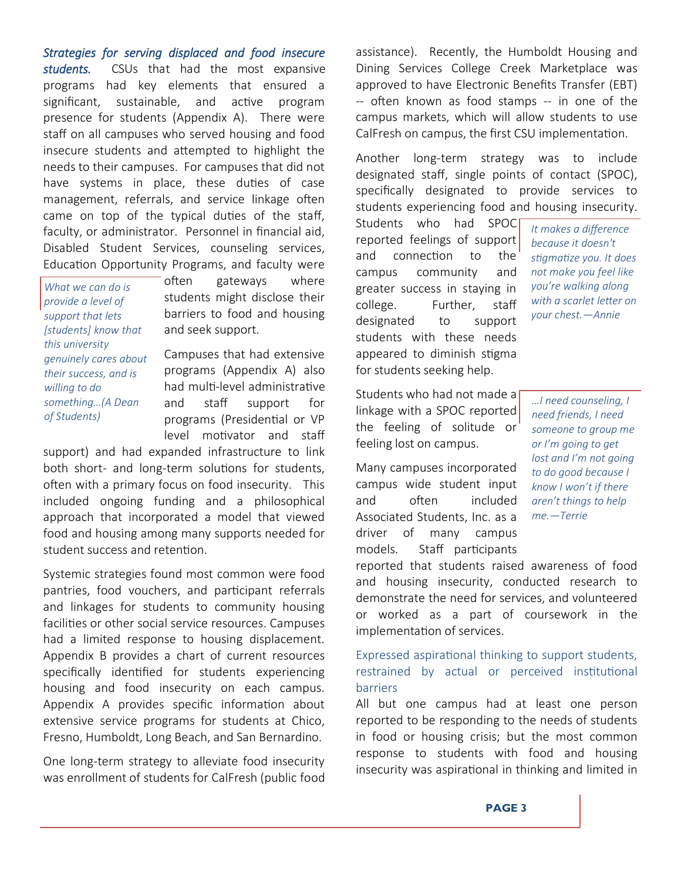***Strategies for serving displaced and food insecure students.*** CSUs that had the most expansive programs had key elements that ensured a significant, sustainable, and active program presence for students (Appendix A). There were staff on all campuses who served housing and food insecure students and attempted to highlight the needs to their campuses. For campuses that did not have systems in place, these duties of case management, referrals, and service linkage often came on top of the typical duties of the staff, faculty, or administrator. Personnel in financial aid, Disabled Student Services, counseling services, Education Opportunity Programs, and faculty were often gateways where students might disclose their barriers to food and housing and seek support.

> *What we can do is provide a level of support that lets [students] know that this university genuinely cares about their success, and is willing to do something...(A Dean of Students)*

Campuses that had extensive programs (Appendix A) also had multi-level administrative and staff support for programs (Presidential or VP level motivator and staff support) and had expanded infrastructure to link both short- and long-term solutions for students, often with a primary focus on food insecurity. This included ongoing funding and a philosophical approach that incorporated a model that viewed food and housing among many supports needed for student success and retention.

Systemic strategies found most common were food pantries, food vouchers, and participant referrals and linkages for students to community housing facilities or other social service resources. Campuses had a limited response to housing displacement. Appendix B provides a chart of current resources specifically identified for students experiencing housing and food insecurity on each campus. Appendix A provides specific information about extensive service programs for students at Chico, Fresno, Humboldt, Long Beach, and San Bernardino.

One long-term strategy to alleviate food insecurity was enrollment of students for CalFresh (public food assistance). Recently, the Humboldt Housing and Dining Services College Creek Marketplace was approved to have Electronic Benefits Transfer (EBT) -- often known as food stamps -- in one of the campus markets, which will allow students to use CalFresh on campus, the first CSU implementation.

Another long-term strategy was to include designated staff, single points of contact (SPOC), specifically designated to provide services to students experiencing food and housing insecurity. Students who had SPOC reported feelings of support and connection to the campus community and greater success in staying in college. Further, staff designated to support students with these needs appeared to diminish stigma for students seeking help.

> *It makes a difference because it doesn't stigmatize you. It does not make you feel like you're walking along with a scarlet letter on your chest.—Annie*

Students who had not made a linkage with a SPOC reported the feeling of solitude or feeling lost on campus.

> *...I need counseling, I need friends, I need someone to group me or I'm going to get lost and I'm not going to do good because I know I won't if there aren't things to help me.—Terrie*

Many campuses incorporated campus wide student input and often included Associated Students, Inc. as a driver of many campus models. Staff participants reported that students raised awareness of food and housing insecurity, conducted research to demonstrate the need for services, and volunteered or worked as a part of coursework in the implementation of services.

### Expressed aspirational thinking to support students, restrained by actual or perceived institutional barriers

All but one campus had at least one person reported to be responding to the needs of students in food or housing crisis; but the most common response to students with food and housing insecurity was aspirational in thinking and limited in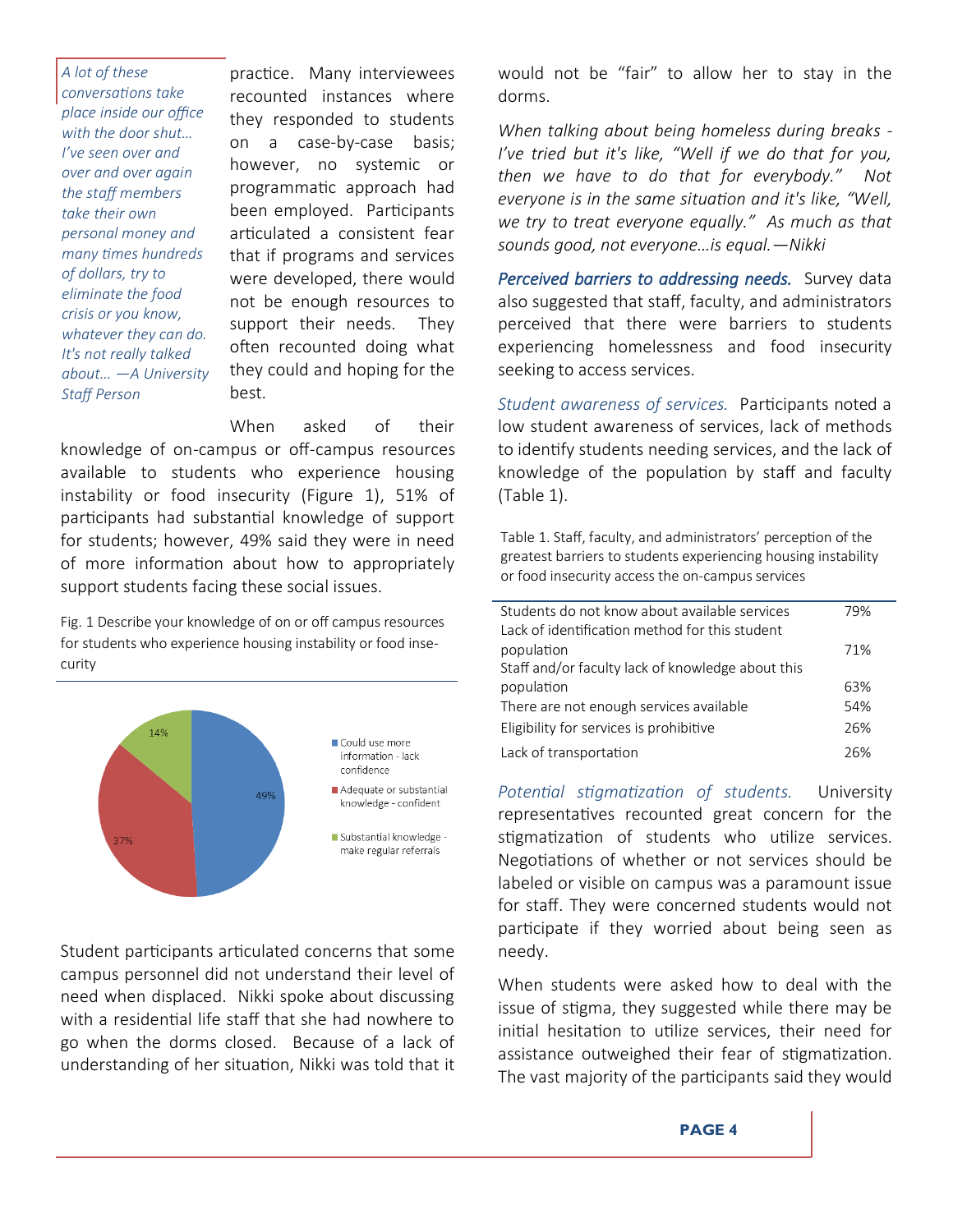*A lot of these conversations take place inside our office with the door shut… I've seen over and over and over again the staff members take their own personal money and many times hundreds of dollars, try to eliminate the food crisis or you know, whatever they can do. It's not really talked about… —A University Staff Person*

practice. Many interviewees recounted instances where they responded to students on a case-by-case basis; however, no systemic or programmatic approach had been employed. Participants articulated a consistent fear that if programs and services were developed, there would not be enough resources to support their needs. They often recounted doing what they could and hoping for the best.

When asked of their knowledge of on-campus or off-campus resources available to students who experience housing instability or food insecurity (Figure 1), 51% of participants had substantial knowledge of support for students; however, 49% said they were in need of more information about how to appropriately support students facing these social issues.

Fig. 1 Describe your knowledge of on or off campus resources for students who experience housing instability or food insecurity

| Response | Percent |
|---|---|
| Could use more information - lack confidence | 49% |
| Adequate or substantial knowledge - confident | 37% |
| Substantial knowledge - make regular referrals | 14% |

Student participants articulated concerns that some campus personnel did not understand their level of need when displaced. Nikki spoke about discussing with a residential life staff that she had nowhere to go when the dorms closed. Because of a lack of understanding of her situation, Nikki was told that it would not be "fair" to allow her to stay in the dorms.

*When talking about being homeless during breaks - I've tried but it's like, "Well if we do that for you, then we have to do that for everybody." Not everyone is in the same situation and it's like, "Well, we try to treat everyone equally." As much as that sounds good, not everyone…is equal.—Nikki*

***Perceived barriers to addressing needs.*** Survey data also suggested that staff, faculty, and administrators perceived that there were barriers to students experiencing homelessness and food insecurity seeking to access services.

*Student awareness of services.* Participants noted a low student awareness of services, lack of methods to identify students needing services, and the lack of knowledge of the population by staff and faculty (Table 1).

Table 1. Staff, faculty, and administrators' perception of the greatest barriers to students experiencing housing instability or food insecurity access the on-campus services

| Barrier | Percent |
|---|---|
| Students do not know about available services | 79% |
| Lack of identification method for this student population | 71% |
| Staff and/or faculty lack of knowledge about this population | 63% |
| There are not enough services available | 54% |
| Eligibility for services is prohibitive | 26% |
| Lack of transportation | 26% |

*Potential stigmatization of students.* University representatives recounted great concern for the stigmatization of students who utilize services. Negotiations of whether or not services should be labeled or visible on campus was a paramount issue for staff. They were concerned students would not participate if they worried about being seen as needy.

When students were asked how to deal with the issue of stigma, they suggested while there may be initial hesitation to utilize services, their need for assistance outweighed their fear of stigmatization. The vast majority of the participants said they would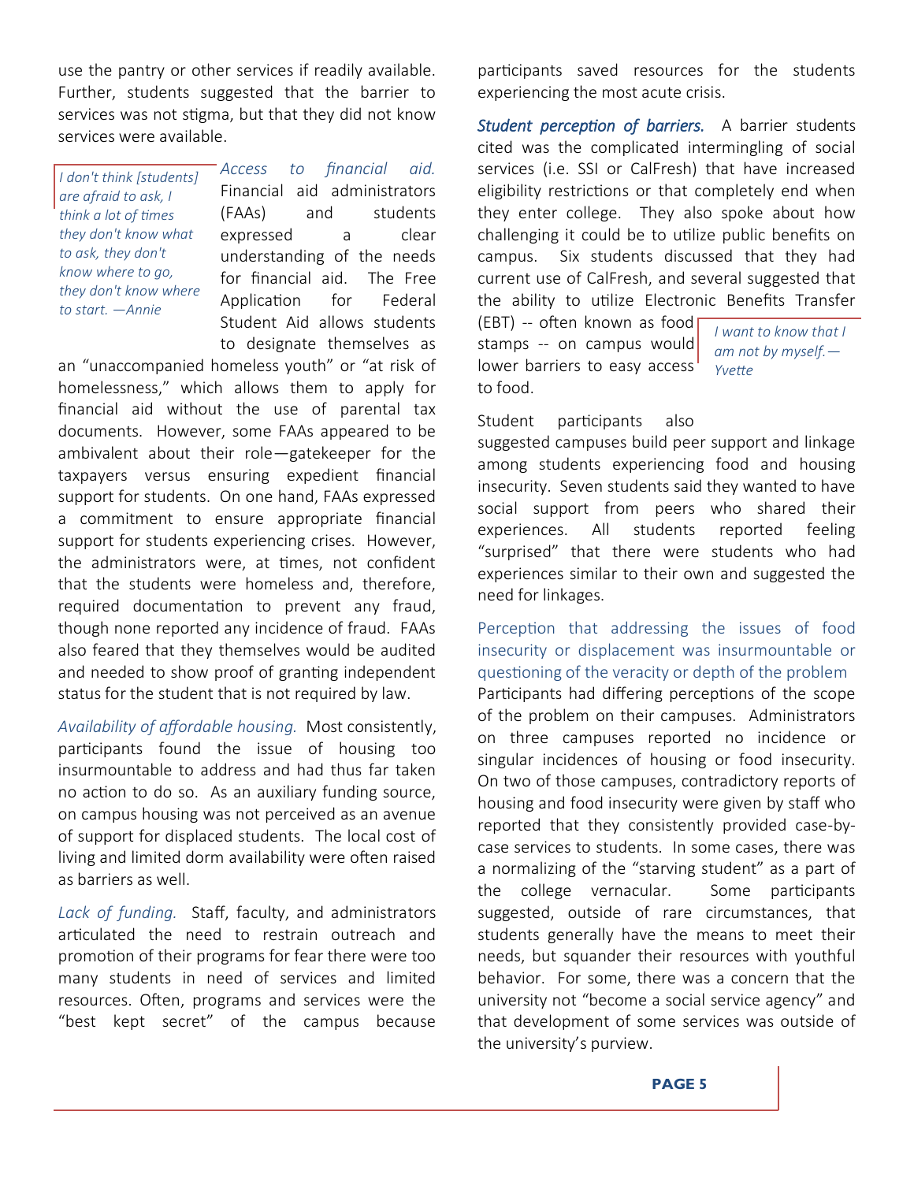use the pantry or other services if readily available. Further, students suggested that the barrier to services was not stigma, but that they did not know services were available.

*I don't think [students] are afraid to ask, I think a lot of times they don't know what to ask, they don't know where to go, they don't know where to start. —Annie*

*Access to financial aid.* Financial aid administrators (FAAs) and students expressed a clear understanding of the needs for financial aid. The Free Application for Federal Student Aid allows students to designate themselves as an "unaccompanied homeless youth" or "at risk of homelessness," which allows them to apply for financial aid without the use of parental tax documents. However, some FAAs appeared to be ambivalent about their role—gatekeeper for the taxpayers versus ensuring expedient financial support for students. On one hand, FAAs expressed a commitment to ensure appropriate financial support for students experiencing crises. However, the administrators were, at times, not confident that the students were homeless and, therefore, required documentation to prevent any fraud, though none reported any incidence of fraud. FAAs also feared that they themselves would be audited and needed to show proof of granting independent status for the student that is not required by law.

*Availability of affordable housing.* Most consistently, participants found the issue of housing too insurmountable to address and had thus far taken no action to do so. As an auxiliary funding source, on campus housing was not perceived as an avenue of support for displaced students. The local cost of living and limited dorm availability were often raised as barriers as well.

*Lack of funding.* Staff, faculty, and administrators articulated the need to restrain outreach and promotion of their programs for fear there were too many students in need of services and limited resources. Often, programs and services were the "best kept secret" of the campus because participants saved resources for the students experiencing the most acute crisis.

***Student perception of barriers.*** A barrier students cited was the complicated intermingling of social services (i.e. SSI or CalFresh) that have increased eligibility restrictions or that completely end when they enter college. They also spoke about how challenging it could be to utilize public benefits on campus. Six students discussed that they had current use of CalFresh, and several suggested that the ability to utilize Electronic Benefits Transfer (EBT) -- often known as food stamps -- on campus would lower barriers to easy access to food.

*I want to know that I am not by myself.—Yvette*

Student participants also suggested campuses build peer support and linkage among students experiencing food and housing insecurity. Seven students said they wanted to have social support from peers who shared their experiences. All students reported feeling "surprised" that there were students who had experiences similar to their own and suggested the need for linkages.

### Perception that addressing the issues of food insecurity or displacement was insurmountable or questioning of the veracity or depth of the problem

Participants had differing perceptions of the scope of the problem on their campuses. Administrators on three campuses reported no incidence or singular incidences of housing or food insecurity. On two of those campuses, contradictory reports of housing and food insecurity were given by staff who reported that they consistently provided case-by-case services to students. In some cases, there was a normalizing of the "starving student" as a part of the college vernacular. Some participants suggested, outside of rare circumstances, that students generally have the means to meet their needs, but squander their resources with youthful behavior. For some, there was a concern that the university not "become a social service agency" and that development of some services was outside of the university's purview.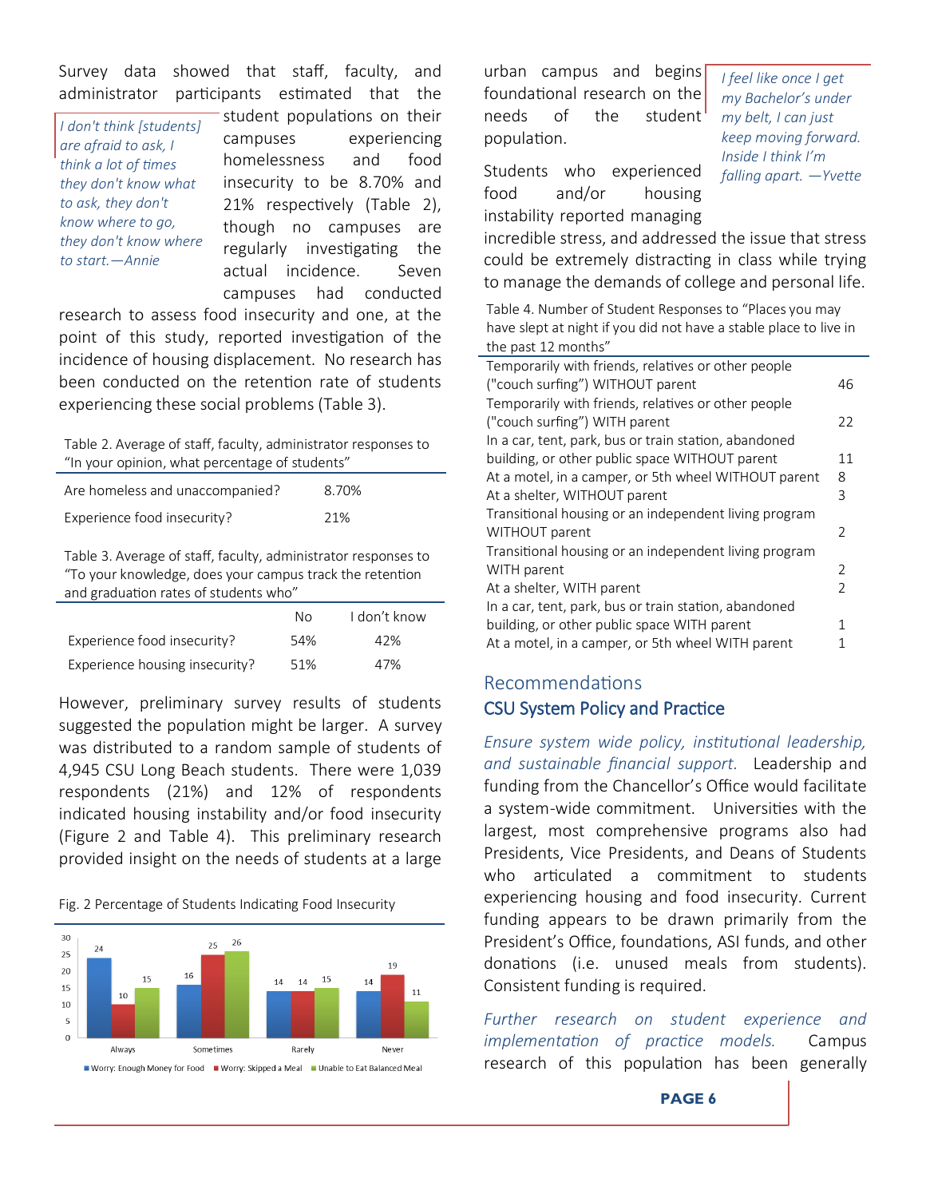Survey data showed that staff, faculty, and administrator participants estimated that the student populations on their campuses experiencing homelessness and food insecurity to be 8.70% and 21% respectively (Table 2), though no campuses are regularly investigating the actual incidence. Seven campuses had conducted research to assess food insecurity and one, at the point of this study, reported investigation of the incidence of housing displacement. No research has been conducted on the retention rate of students experiencing these social problems (Table 3).

*I don't think [students] are afraid to ask, I think a lot of times they don't know what to ask, they don't know where to go, they don't know where to start.—Annie*

Table 2. Average of staff, faculty, administrator responses to "In your opinion, what percentage of students"

| | |
|---|---|
| Are homeless and unaccompanied? | 8.70% |
| Experience food insecurity? | 21% |

Table 3. Average of staff, faculty, administrator responses to "To your knowledge, does your campus track the retention and graduation rates of students who"

| | No | I don't know |
|---|---|---|
| Experience food insecurity? | 54% | 42% |
| Experience housing insecurity? | 51% | 47% |

However, preliminary survey results of students suggested the population might be larger. A survey was distributed to a random sample of students of 4,945 CSU Long Beach students. There were 1,039 respondents (21%) and 12% of respondents indicated housing instability and/or food insecurity (Figure 2 and Table 4). This preliminary research provided insight on the needs of students at a large urban campus and begins foundational research on the needs of the student population.

Fig. 2 Percentage of Students Indicating Food Insecurity

| | Worry: Enough Money for Food | Worry: Skipped a Meal | Unable to Eat Balanced Meal |
|---|---|---|---|
| Always | 24 | 10 | 15 |
| Sometimes | 16 | 25 | 26 |
| Rarely | 14 | 14 | 15 |
| Never | 14 | 19 | 11 |

*I feel like once I get my Bachelor's under my belt, I can just keep moving forward. Inside I think I'm falling apart. —Yvette*

Students who experienced food and/or housing instability reported managing incredible stress, and addressed the issue that stress could be extremely distracting in class while trying to manage the demands of college and personal life.

Table 4. Number of Student Responses to "Places you may have slept at night if you did not have a stable place to live in the past 12 months"

| | |
|---|---|
| Temporarily with friends, relatives or other people ("couch surfing") WITHOUT parent | 46 |
| Temporarily with friends, relatives or other people ("couch surfing") WITH parent | 22 |
| In a car, tent, park, bus or train station, abandoned building, or other public space WITHOUT parent | 11 |
| At a motel, in a camper, or 5th wheel WITHOUT parent | 8 |
| At a shelter, WITHOUT parent | 3 |
| Transitional housing or an independent living program WITHOUT parent | 2 |
| Transitional housing or an independent living program WITH parent | 2 |
| At a shelter, WITH parent | 2 |
| In a car, tent, park, bus or train station, abandoned building, or other public space WITH parent | 1 |
| At a motel, in a camper, or 5th wheel WITH parent | 1 |

## Recommendations

### CSU System Policy and Practice

*Ensure system wide policy, institutional leadership, and sustainable financial support.* Leadership and funding from the Chancellor's Office would facilitate a system-wide commitment. Universities with the largest, most comprehensive programs also had Presidents, Vice Presidents, and Deans of Students who articulated a commitment to students experiencing housing and food insecurity. Current funding appears to be drawn primarily from the President's Office, foundations, ASI funds, and other donations (i.e. unused meals from students). Consistent funding is required.

*Further research on student experience and implementation of practice models.* Campus research of this population has been generally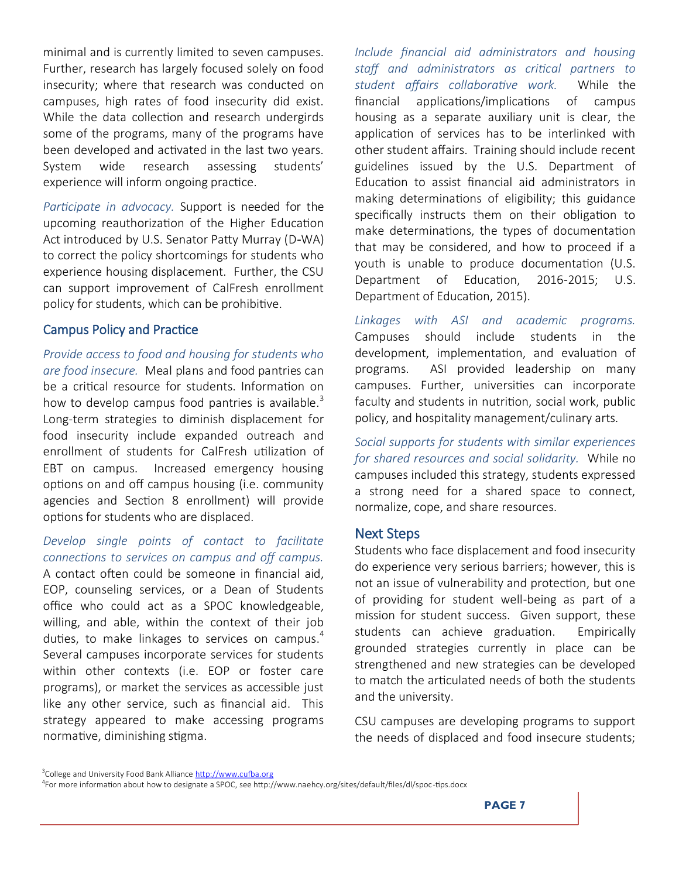minimal and is currently limited to seven campuses. Further, research has largely focused solely on food insecurity; where that research was conducted on campuses, high rates of food insecurity did exist. While the data collection and research undergirds some of the programs, many of the programs have been developed and activated in the last two years. System wide research assessing students' experience will inform ongoing practice.

*Participate in advocacy.* Support is needed for the upcoming reauthorization of the Higher Education Act introduced by U.S. Senator Patty Murray (D-WA) to correct the policy shortcomings for students who experience housing displacement. Further, the CSU can support improvement of CalFresh enrollment policy for students, which can be prohibitive.

### Campus Policy and Practice

*Provide access to food and housing for students who are food insecure.* Meal plans and food pantries can be a critical resource for students. Information on how to develop campus food pantries is available.[3] Long-term strategies to diminish displacement for food insecurity include expanded outreach and enrollment of students for CalFresh utilization of EBT on campus. Increased emergency housing options on and off campus housing (i.e. community agencies and Section 8 enrollment) will provide options for students who are displaced.

*Develop single points of contact to facilitate connections to services on campus and off campus.* A contact often could be someone in financial aid, EOP, counseling services, or a Dean of Students office who could act as a SPOC knowledgeable, willing, and able, within the context of their job duties, to make linkages to services on campus.[4] Several campuses incorporate services for students within other contexts (i.e. EOP or foster care programs), or market the services as accessible just like any other service, such as financial aid. This strategy appeared to make accessing programs normative, diminishing stigma.

*Include financial aid administrators and housing staff and administrators as critical partners to student affairs collaborative work.* While the financial applications/implications of campus housing as a separate auxiliary unit is clear, the application of services has to be interlinked with other student affairs. Training should include recent guidelines issued by the U.S. Department of Education to assist financial aid administrators in making determinations of eligibility; this guidance specifically instructs them on their obligation to make determinations, the types of documentation that may be considered, and how to proceed if a youth is unable to produce documentation (U.S. Department of Education, 2016-2015; U.S. Department of Education, 2015).

*Linkages with ASI and academic programs.* Campuses should include students in the development, implementation, and evaluation of programs. ASI provided leadership on many campuses. Further, universities can incorporate faculty and students in nutrition, social work, public policy, and hospitality management/culinary arts.

*Social supports for students with similar experiences for shared resources and social solidarity.* While no campuses included this strategy, students expressed a strong need for a shared space to connect, normalize, cope, and share resources.

## Next Steps

Students who face displacement and food insecurity do experience very serious barriers; however, this is not an issue of vulnerability and protection, but one of providing for student well-being as part of a mission for student success. Given support, these students can achieve graduation. Empirically grounded strategies currently in place can be strengthened and new strategies can be developed to match the articulated needs of both the students and the university.

CSU campuses are developing programs to support the needs of displaced and food insecure students;

---

[3] College and University Food Bank Alliance http://www.cufba.org

[4] For more information about how to designate a SPOC, see http://www.naehcy.org/sites/default/files/dl/spoc-tips.docx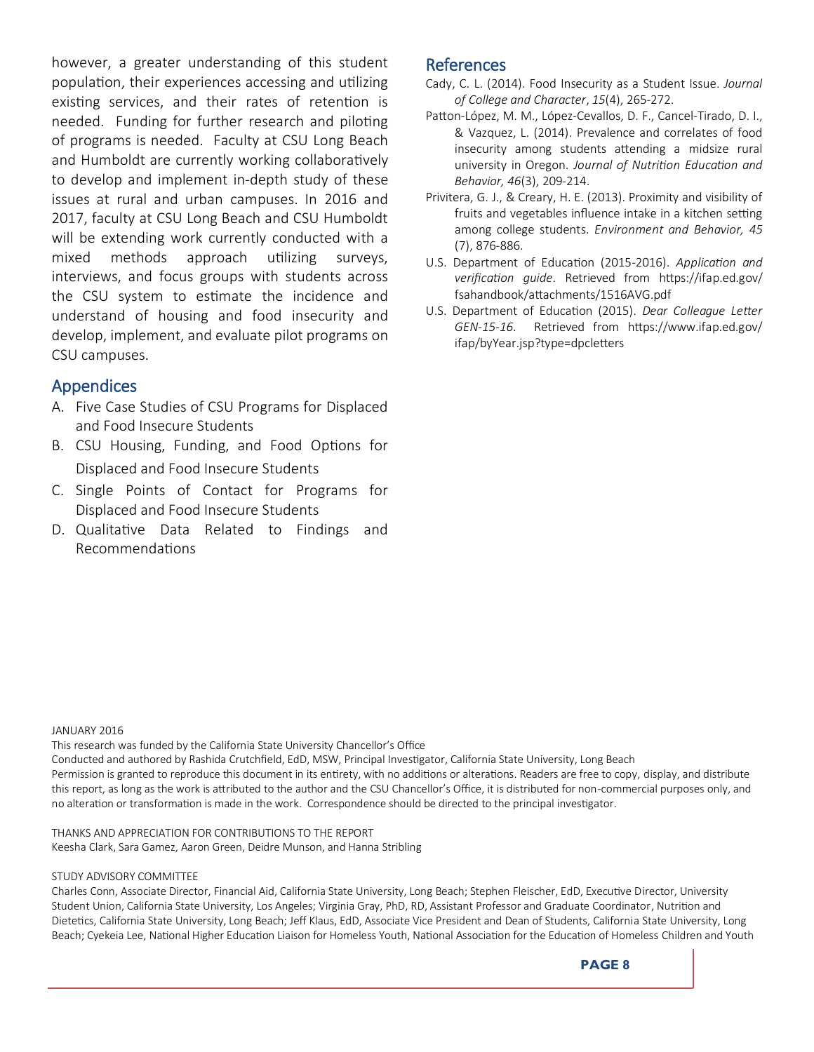however, a greater understanding of this student population, their experiences accessing and utilizing existing services, and their rates of retention is needed. Funding for further research and piloting of programs is needed. Faculty at CSU Long Beach and Humboldt are currently working collaboratively to develop and implement in-depth study of these issues at rural and urban campuses. In 2016 and 2017, faculty at CSU Long Beach and CSU Humboldt will be extending work currently conducted with a mixed methods approach utilizing surveys, interviews, and focus groups with students across the CSU system to estimate the incidence and understand of housing and food insecurity and develop, implement, and evaluate pilot programs on CSU campuses.

## Appendices

A. Five Case Studies of CSU Programs for Displaced and Food Insecure Students
B. CSU Housing, Funding, and Food Options for Displaced and Food Insecure Students
C. Single Points of Contact for Programs for Displaced and Food Insecure Students
D. Qualitative Data Related to Findings and Recommendations

## References

Cady, C. L. (2014). Food Insecurity as a Student Issue. *Journal of College and Character*, *15*(4), 265-272.

Patton-López, M. M., López-Cevallos, D. F., Cancel-Tirado, D. I., & Vazquez, L. (2014). Prevalence and correlates of food insecurity among students attending a midsize rural university in Oregon. *Journal of Nutrition Education and Behavior, 46*(3), 209-214.

Privitera, G. J., & Creary, H. E. (2013). Proximity and visibility of fruits and vegetables influence intake in a kitchen setting among college students. *Environment and Behavior, 45* (7), 876-886.

U.S. Department of Education (2015-2016). *Application and verification guide*. Retrieved from https://ifap.ed.gov/fsahandbook/attachments/1516AVG.pdf

U.S. Department of Education (2015). *Dear Colleague Letter GEN-15-16*. Retrieved from https://www.ifap.ed.gov/ifap/byYear.jsp?type=dpcletters

JANUARY 2016
This research was funded by the California State University Chancellor's Office
Conducted and authored by Rashida Crutchfield, EdD, MSW, Principal Investigator, California State University, Long Beach
Permission is granted to reproduce this document in its entirety, with no additions or alterations. Readers are free to copy, display, and distribute this report, as long as the work is attributed to the author and the CSU Chancellor's Office, it is distributed for non-commercial purposes only, and no alteration or transformation is made in the work. Correspondence should be directed to the principal investigator.

THANKS AND APPRECIATION FOR CONTRIBUTIONS TO THE REPORT
Keesha Clark, Sara Gamez, Aaron Green, Deidre Munson, and Hanna Stribling

STUDY ADVISORY COMMITTEE
Charles Conn, Associate Director, Financial Aid, California State University, Long Beach; Stephen Fleischer, EdD, Executive Director, University Student Union, California State University, Los Angeles; Virginia Gray, PhD, RD, Assistant Professor and Graduate Coordinator, Nutrition and Dietetics, California State University, Long Beach; Jeff Klaus, EdD, Associate Vice President and Dean of Students, California State University, Long Beach; Cyekeia Lee, National Higher Education Liaison for Homeless Youth, National Association for the Education of Homeless Children and Youth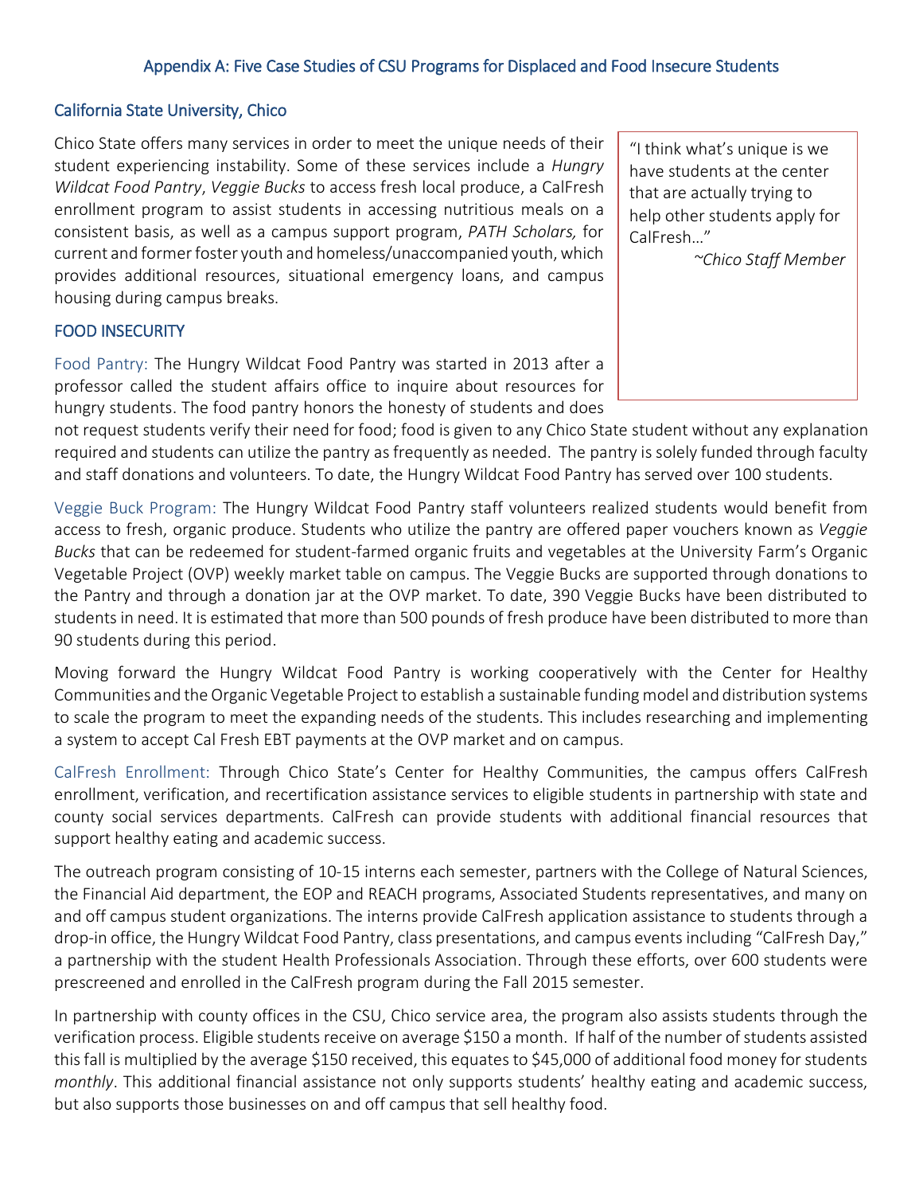## Appendix A: Five Case Studies of CSU Programs for Displaced and Food Insecure Students

### California State University, Chico

Chico State offers many services in order to meet the unique needs of their student experiencing instability. Some of these services include a *Hungry Wildcat Food Pantry*, *Veggie Bucks* to access fresh local produce, a CalFresh enrollment program to assist students in accessing nutritious meals on a consistent basis, as well as a campus support program, *PATH Scholars,* for current and former foster youth and homeless/unaccompanied youth, which provides additional resources, situational emergency loans, and campus housing during campus breaks.

> "I think what's unique is we have students at the center that are actually trying to help other students apply for CalFresh…"
>
> *~Chico Staff Member*

#### FOOD INSECURITY

Food Pantry: The Hungry Wildcat Food Pantry was started in 2013 after a professor called the student affairs office to inquire about resources for hungry students. The food pantry honors the honesty of students and does not request students verify their need for food; food is given to any Chico State student without any explanation required and students can utilize the pantry as frequently as needed. The pantry is solely funded through faculty and staff donations and volunteers. To date, the Hungry Wildcat Food Pantry has served over 100 students.

Veggie Buck Program: The Hungry Wildcat Food Pantry staff volunteers realized students would benefit from access to fresh, organic produce. Students who utilize the pantry are offered paper vouchers known as *Veggie Bucks* that can be redeemed for student-farmed organic fruits and vegetables at the University Farm's Organic Vegetable Project (OVP) weekly market table on campus. The Veggie Bucks are supported through donations to the Pantry and through a donation jar at the OVP market. To date, 390 Veggie Bucks have been distributed to students in need. It is estimated that more than 500 pounds of fresh produce have been distributed to more than 90 students during this period.

Moving forward the Hungry Wildcat Food Pantry is working cooperatively with the Center for Healthy Communities and the Organic Vegetable Project to establish a sustainable funding model and distribution systems to scale the program to meet the expanding needs of the students. This includes researching and implementing a system to accept Cal Fresh EBT payments at the OVP market and on campus.

CalFresh Enrollment: Through Chico State's Center for Healthy Communities, the campus offers CalFresh enrollment, verification, and recertification assistance services to eligible students in partnership with state and county social services departments. CalFresh can provide students with additional financial resources that support healthy eating and academic success.

The outreach program consisting of 10-15 interns each semester, partners with the College of Natural Sciences, the Financial Aid department, the EOP and REACH programs, Associated Students representatives, and many on and off campus student organizations. The interns provide CalFresh application assistance to students through a drop-in office, the Hungry Wildcat Food Pantry, class presentations, and campus events including "CalFresh Day," a partnership with the student Health Professionals Association. Through these efforts, over 600 students were prescreened and enrolled in the CalFresh program during the Fall 2015 semester.

In partnership with county offices in the CSU, Chico service area, the program also assists students through the verification process. Eligible students receive on average $150 a month. If half of the number of students assisted this fall is multiplied by the average $150 received, this equates to $45,000 of additional food money for students *monthly*. This additional financial assistance not only supports students' healthy eating and academic success, but also supports those businesses on and off campus that sell healthy food.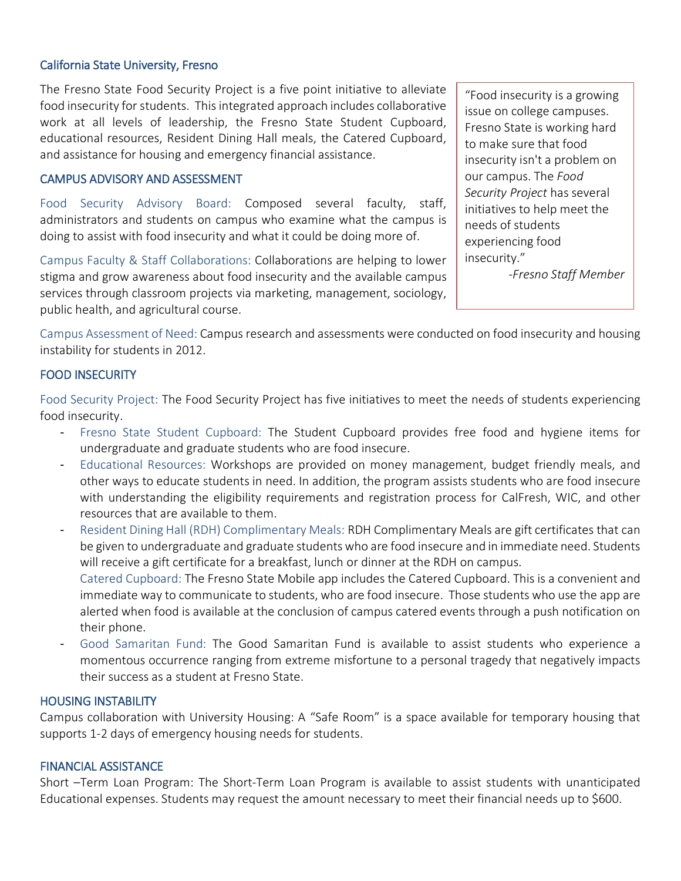## California State University, Fresno

The Fresno State Food Security Project is a five point initiative to alleviate food insecurity for students. This integrated approach includes collaborative work at all levels of leadership, the Fresno State Student Cupboard, educational resources, Resident Dining Hall meals, the Catered Cupboard, and assistance for housing and emergency financial assistance.

> "Food insecurity is a growing issue on college campuses. Fresno State is working hard to make sure that food insecurity isn't a problem on our campus. The *Food Security Project* has several initiatives to help meet the needs of students experiencing food insecurity."
>
> *-Fresno Staff Member*

### CAMPUS ADVISORY AND ASSESSMENT

Food Security Advisory Board: Composed several faculty, staff, administrators and students on campus who examine what the campus is doing to assist with food insecurity and what it could be doing more of.

Campus Faculty & Staff Collaborations: Collaborations are helping to lower stigma and grow awareness about food insecurity and the available campus services through classroom projects via marketing, management, sociology, public health, and agricultural course.

Campus Assessment of Need: Campus research and assessments were conducted on food insecurity and housing instability for students in 2012.

### FOOD INSECURITY

Food Security Project: The Food Security Project has five initiatives to meet the needs of students experiencing food insecurity.

- Fresno State Student Cupboard: The Student Cupboard provides free food and hygiene items for undergraduate and graduate students who are food insecure.
- Educational Resources: Workshops are provided on money management, budget friendly meals, and other ways to educate students in need. In addition, the program assists students who are food insecure with understanding the eligibility requirements and registration process for CalFresh, WIC, and other resources that are available to them.
- Resident Dining Hall (RDH) Complimentary Meals: RDH Complimentary Meals are gift certificates that can be given to undergraduate and graduate students who are food insecure and in immediate need. Students will receive a gift certificate for a breakfast, lunch or dinner at the RDH on campus.
  Catered Cupboard: The Fresno State Mobile app includes the Catered Cupboard. This is a convenient and immediate way to communicate to students, who are food insecure. Those students who use the app are alerted when food is available at the conclusion of campus catered events through a push notification on their phone.
- Good Samaritan Fund: The Good Samaritan Fund is available to assist students who experience a momentous occurrence ranging from extreme misfortune to a personal tragedy that negatively impacts their success as a student at Fresno State.

### HOUSING INSTABILITY

Campus collaboration with University Housing: A "Safe Room" is a space available for temporary housing that supports 1-2 days of emergency housing needs for students.

### FINANCIAL ASSISTANCE

Short –Term Loan Program: The Short-Term Loan Program is available to assist students with unanticipated Educational expenses. Students may request the amount necessary to meet their financial needs up to $600.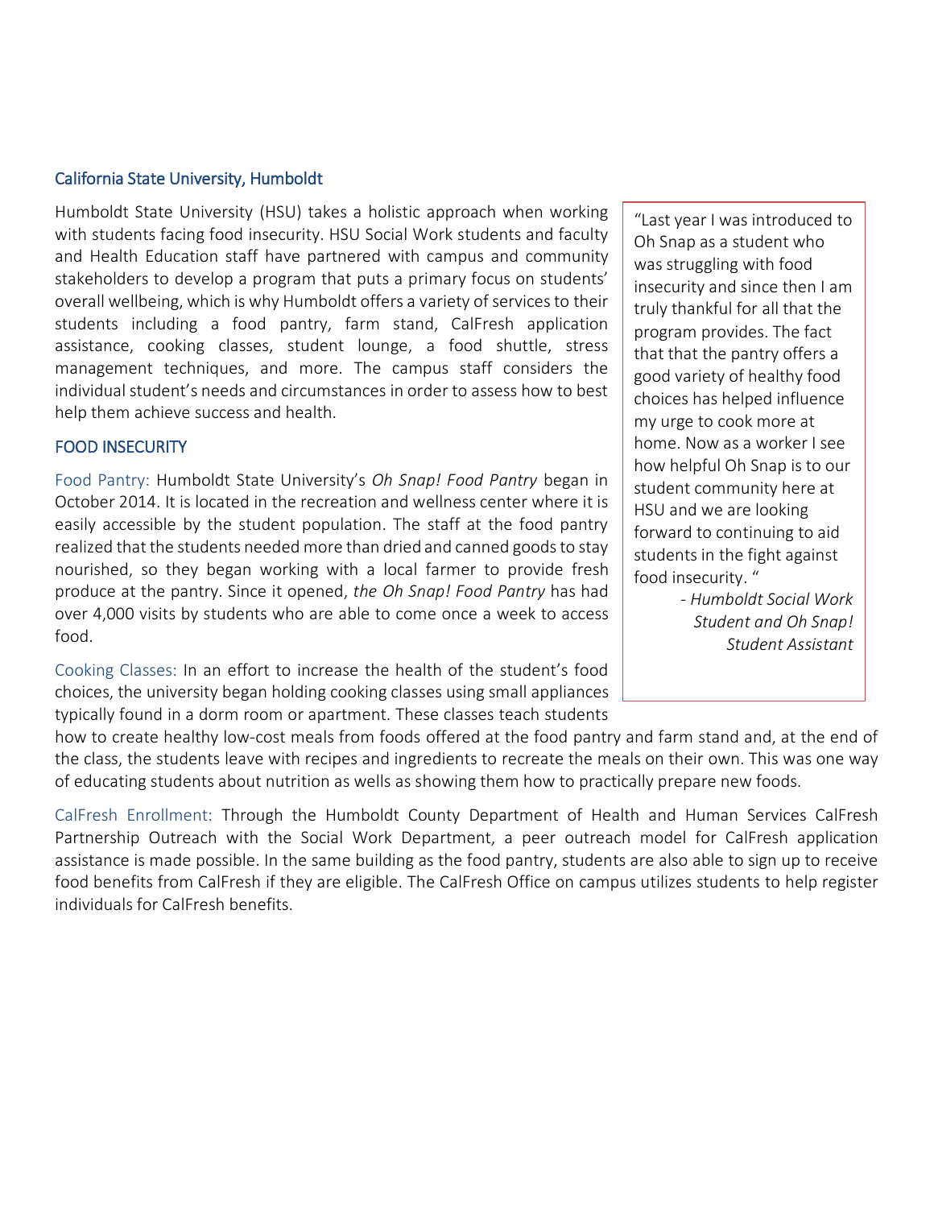## California State University, Humboldt

Humboldt State University (HSU) takes a holistic approach when working with students facing food insecurity. HSU Social Work students and faculty and Health Education staff have partnered with campus and community stakeholders to develop a program that puts a primary focus on students' overall wellbeing, which is why Humboldt offers a variety of services to their students including a food pantry, farm stand, CalFresh application assistance, cooking classes, student lounge, a food shuttle, stress management techniques, and more. The campus staff considers the individual student's needs and circumstances in order to assess how to best help them achieve success and health.

> "Last year I was introduced to Oh Snap as a student who was struggling with food insecurity and since then I am truly thankful for all that the program provides. The fact that that the pantry offers a good variety of healthy food choices has helped influence my urge to cook more at home. Now as a worker I see how helpful Oh Snap is to our student community here at HSU and we are looking forward to continuing to aid students in the fight against food insecurity. "
>
> *- Humboldt Social Work Student and Oh Snap! Student Assistant*

### FOOD INSECURITY

Food Pantry: Humboldt State University's *Oh Snap! Food Pantry* began in October 2014. It is located in the recreation and wellness center where it is easily accessible by the student population. The staff at the food pantry realized that the students needed more than dried and canned goods to stay nourished, so they began working with a local farmer to provide fresh produce at the pantry. Since it opened, *the Oh Snap! Food Pantry* has had over 4,000 visits by students who are able to come once a week to access food.

Cooking Classes: In an effort to increase the health of the student's food choices, the university began holding cooking classes using small appliances typically found in a dorm room or apartment. These classes teach students how to create healthy low-cost meals from foods offered at the food pantry and farm stand and, at the end of the class, the students leave with recipes and ingredients to recreate the meals on their own. This was one way of educating students about nutrition as wells as showing them how to practically prepare new foods.

CalFresh Enrollment: Through the Humboldt County Department of Health and Human Services CalFresh Partnership Outreach with the Social Work Department, a peer outreach model for CalFresh application assistance is made possible. In the same building as the food pantry, students are also able to sign up to receive food benefits from CalFresh if they are eligible. The CalFresh Office on campus utilizes students to help register individuals for CalFresh benefits.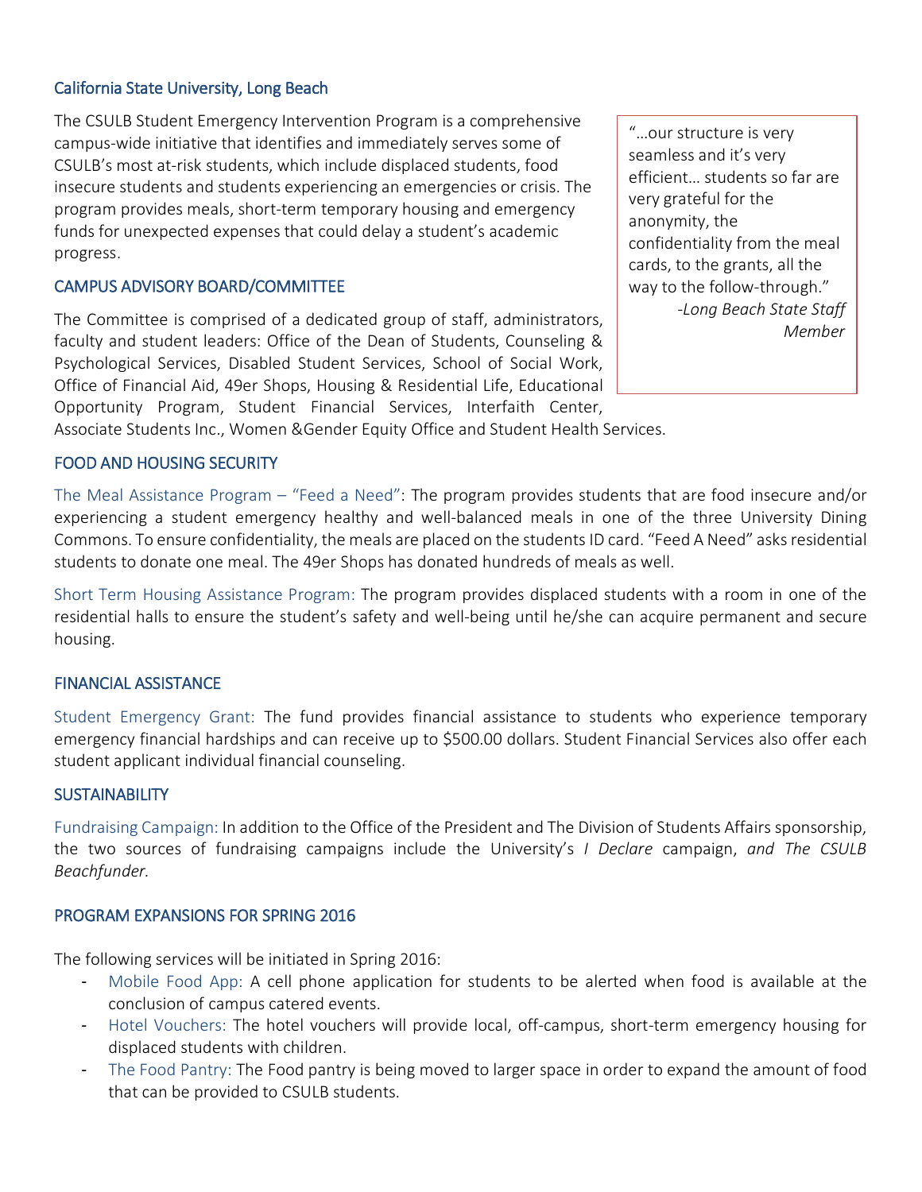## California State University, Long Beach

The CSULB Student Emergency Intervention Program is a comprehensive campus-wide initiative that identifies and immediately serves some of CSULB's most at-risk students, which include displaced students, food insecure students and students experiencing an emergencies or crisis. The program provides meals, short-term temporary housing and emergency funds for unexpected expenses that could delay a student's academic progress.

> "…our structure is very seamless and it's very efficient… students so far are very grateful for the anonymity, the confidentiality from the meal cards, to the grants, all the way to the follow-through."
>
> *-Long Beach State Staff Member*

### CAMPUS ADVISORY BOARD/COMMITTEE

The Committee is comprised of a dedicated group of staff, administrators, faculty and student leaders: Office of the Dean of Students, Counseling & Psychological Services, Disabled Student Services, School of Social Work, Office of Financial Aid, 49er Shops, Housing & Residential Life, Educational Opportunity Program, Student Financial Services, Interfaith Center, Associate Students Inc., Women &Gender Equity Office and Student Health Services.

### FOOD AND HOUSING SECURITY

The Meal Assistance Program – "Feed a Need": The program provides students that are food insecure and/or experiencing a student emergency healthy and well-balanced meals in one of the three University Dining Commons. To ensure confidentiality, the meals are placed on the students ID card. "Feed A Need" asks residential students to donate one meal. The 49er Shops has donated hundreds of meals as well.

Short Term Housing Assistance Program: The program provides displaced students with a room in one of the residential halls to ensure the student's safety and well-being until he/she can acquire permanent and secure housing.

### FINANCIAL ASSISTANCE

Student Emergency Grant: The fund provides financial assistance to students who experience temporary emergency financial hardships and can receive up to $500.00 dollars. Student Financial Services also offer each student applicant individual financial counseling.

### SUSTAINABILITY

Fundraising Campaign: In addition to the Office of the President and The Division of Students Affairs sponsorship, the two sources of fundraising campaigns include the University's *I Declare* campaign, *and The CSULB Beachfunder.*

### PROGRAM EXPANSIONS FOR SPRING 2016

The following services will be initiated in Spring 2016:

- Mobile Food App: A cell phone application for students to be alerted when food is available at the conclusion of campus catered events.
- Hotel Vouchers: The hotel vouchers will provide local, off-campus, short-term emergency housing for displaced students with children.
- The Food Pantry: The Food pantry is being moved to larger space in order to expand the amount of food that can be provided to CSULB students.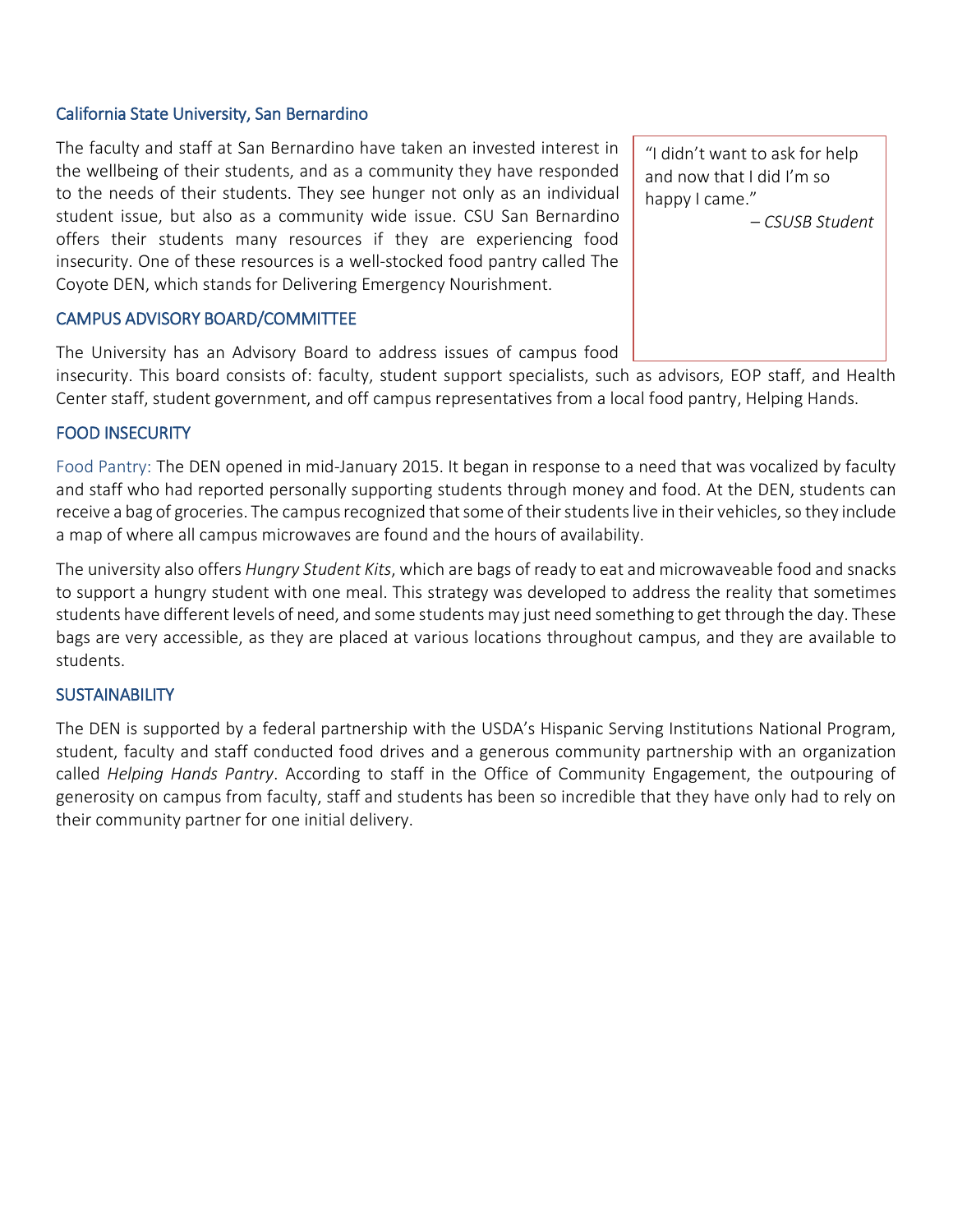## California State University, San Bernardino

The faculty and staff at San Bernardino have taken an invested interest in the wellbeing of their students, and as a community they have responded to the needs of their students. They see hunger not only as an individual student issue, but also as a community wide issue. CSU San Bernardino offers their students many resources if they are experiencing food insecurity. One of these resources is a well-stocked food pantry called The Coyote DEN, which stands for Delivering Emergency Nourishment.

> "I didn't want to ask for help and now that I did I'm so happy I came."
>
> – *CSUSB Student*

### CAMPUS ADVISORY BOARD/COMMITTEE

The University has an Advisory Board to address issues of campus food insecurity. This board consists of: faculty, student support specialists, such as advisors, EOP staff, and Health Center staff, student government, and off campus representatives from a local food pantry, Helping Hands.

### FOOD INSECURITY

Food Pantry: The DEN opened in mid-January 2015. It began in response to a need that was vocalized by faculty and staff who had reported personally supporting students through money and food. At the DEN, students can receive a bag of groceries. The campus recognized that some of their students live in their vehicles, so they include a map of where all campus microwaves are found and the hours of availability.

The university also offers *Hungry Student Kits*, which are bags of ready to eat and microwaveable food and snacks to support a hungry student with one meal. This strategy was developed to address the reality that sometimes students have different levels of need, and some students may just need something to get through the day. These bags are very accessible, as they are placed at various locations throughout campus, and they are available to students.

### SUSTAINABILITY

The DEN is supported by a federal partnership with the USDA's Hispanic Serving Institutions National Program, student, faculty and staff conducted food drives and a generous community partnership with an organization called *Helping Hands Pantry*. According to staff in the Office of Community Engagement, the outpouring of generosity on campus from faculty, staff and students has been so incredible that they have only had to rely on their community partner for one initial delivery.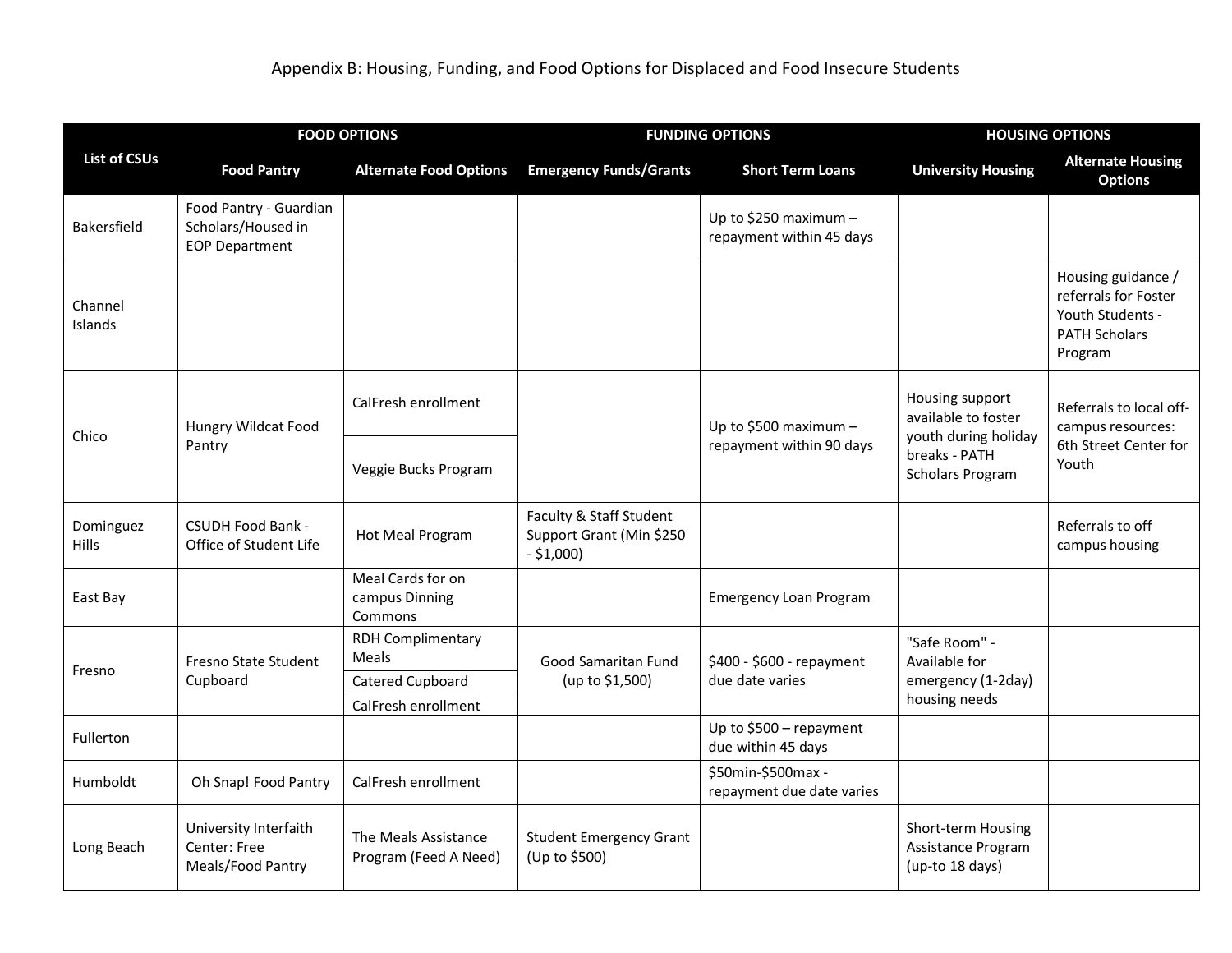Appendix B: Housing, Funding, and Food Options for Displaced and Food Insecure Students

| List of CSUs | FOOD OPTIONS | | FUNDING OPTIONS | | HOUSING OPTIONS | |
|---|---|---|---|---|---|---|
| | **Food Pantry** | **Alternate Food Options** | **Emergency Funds/Grants** | **Short Term Loans** | **University Housing** | **Alternate Housing Options** |
| Bakersfield | Food Pantry - Guardian Scholars/Housed in EOP Department | | | Up to $250 maximum – repayment within 45 days | | |
| Channel Islands | | | | | | Housing guidance / referrals for Foster Youth Students - PATH Scholars Program |
| Chico | Hungry Wildcat Food Pantry | CalFresh enrollment<br>Veggie Bucks Program | | Up to $500 maximum – repayment within 90 days | Housing support available to foster youth during holiday breaks - PATH Scholars Program | Referrals to local off-campus resources: 6th Street Center for Youth |
| Dominguez Hills | CSUDH Food Bank - Office of Student Life | Hot Meal Program | Faculty & Staff Student Support Grant (Min $250 - $1,000) | | | Referrals to off campus housing |
| East Bay | | Meal Cards for on campus Dinning Commons | | Emergency Loan Program | | |
| Fresno | Fresno State Student Cupboard | RDH Complimentary Meals<br>Catered Cupboard<br>CalFresh enrollment | Good Samaritan Fund (up to $1,500) | $400 - $600 - repayment due date varies | "Safe Room" - Available for emergency (1-2day) housing needs | |
| Fullerton | | | | Up to $500 – repayment due within 45 days | | |
| Humboldt | Oh Snap! Food Pantry | CalFresh enrollment | | $50min-$500max - repayment due date varies | | |
| Long Beach | University Interfaith Center: Free Meals/Food Pantry | The Meals Assistance Program (Feed A Need) | Student Emergency Grant (Up to $500) | | Short-term Housing Assistance Program (up-to 18 days) | |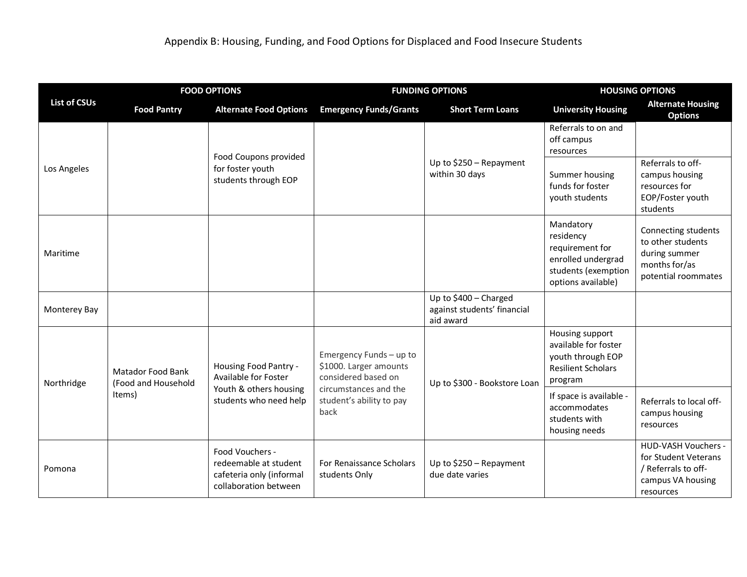Appendix B: Housing, Funding, and Food Options for Displaced and Food Insecure Students

| List of CSUs | FOOD OPTIONS | | FUNDING OPTIONS | | HOUSING OPTIONS | |
|---|---|---|---|---|---|---|
| | Food Pantry | Alternate Food Options | Emergency Funds/Grants | Short Term Loans | University Housing | Alternate Housing Options |
| Los Angeles | | Food Coupons provided for foster youth students through EOP | | Up to $250 – Repayment within 30 days | Referrals to on and off campus resources | |
| | | | | | Summer housing funds for foster youth students | Referrals to off-campus housing resources for EOP/Foster youth students |
| Maritime | | | | | Mandatory residency requirement for enrolled undergrad students (exemption options available) | Connecting students to other students during summer months for/as potential roommates |
| Monterey Bay | | | | Up to $400 – Charged against students' financial aid award | | |
| Northridge | Matador Food Bank (Food and Household Items) | Housing Food Pantry - Available for Foster Youth & others housing students who need help | Emergency Funds – up to $1000. Larger amounts considered based on circumstances and the student's ability to pay back | Up to $300 - Bookstore Loan | Housing support available for foster youth through EOP Resilient Scholars program | |
| | | | | | If space is available - accommodates students with housing needs | Referrals to local off-campus housing resources |
| Pomona | | Food Vouchers - redeemable at student cafeteria only (informal collaboration between | For Renaissance Scholars students Only | Up to $250 – Repayment due date varies | | HUD-VASH Vouchers - for Student Veterans / Referrals to off-campus VA housing resources |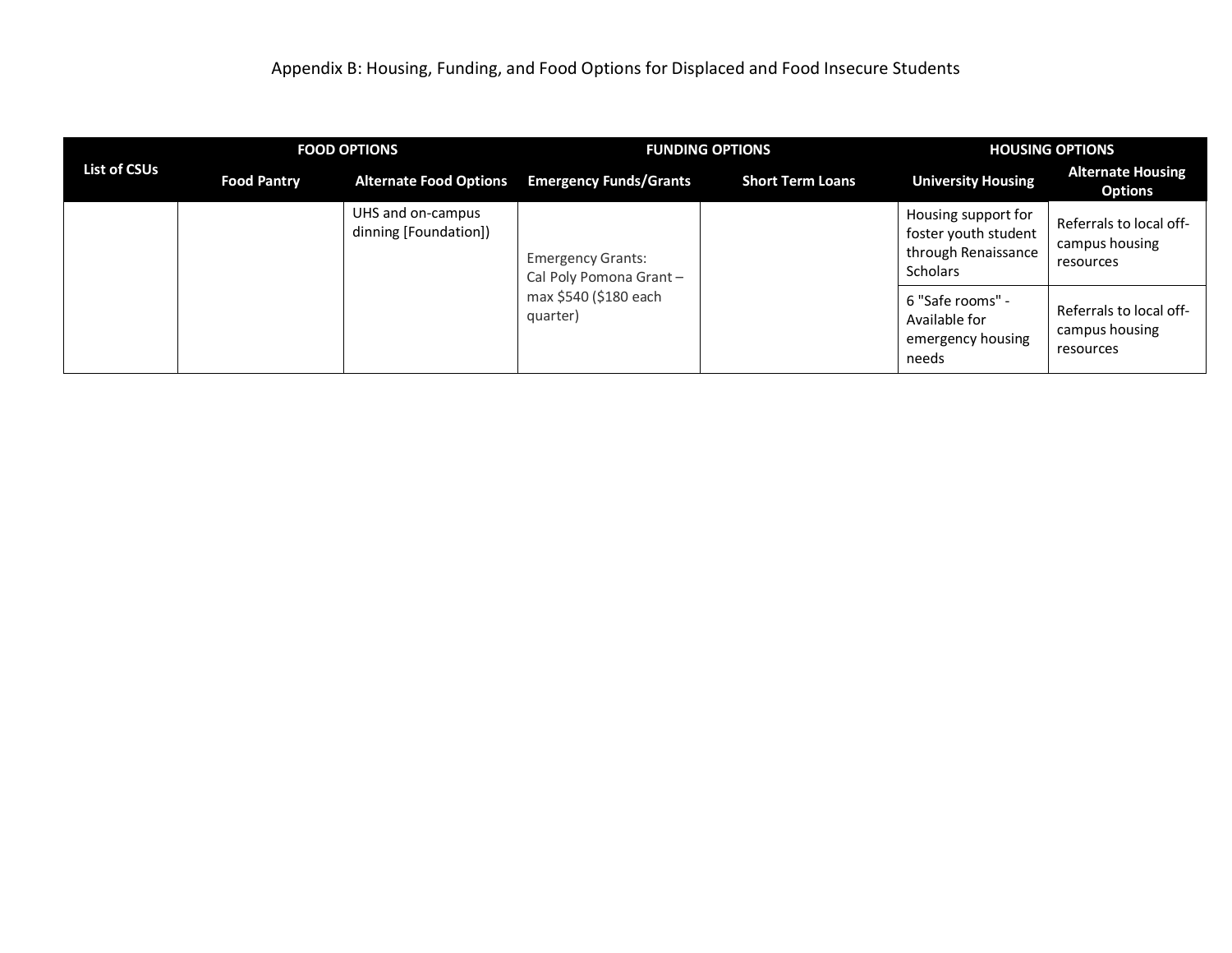Appendix B: Housing, Funding, and Food Options for Displaced and Food Insecure Students

| List of CSUs | FOOD OPTIONS | | FUNDING OPTIONS | | HOUSING OPTIONS | |
|---|---|---|---|---|---|---|
| | Food Pantry | Alternate Food Options | Emergency Funds/Grants | Short Term Loans | University Housing | Alternate Housing Options |
| | | UHS and on-campus dinning [Foundation]) | Emergency Grants: Cal Poly Pomona Grant – max $540 ($180 each quarter) | | Housing support for foster youth student through Renaissance Scholars | Referrals to local off-campus housing resources |
| | | | | | 6 "Safe rooms" - Available for emergency housing needs | Referrals to local off-campus housing resources |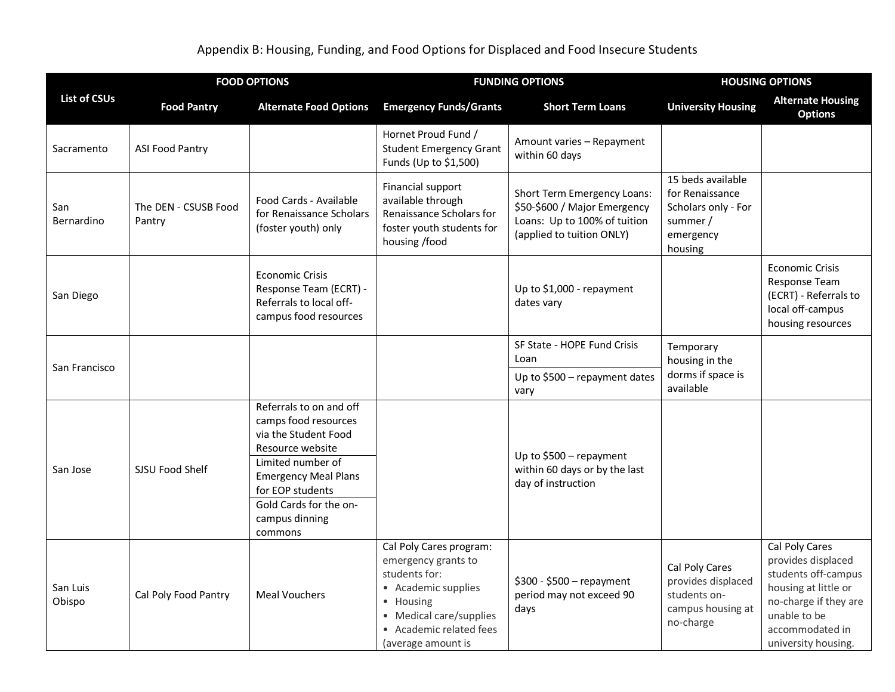Appendix B: Housing, Funding, and Food Options for Displaced and Food Insecure Students

| List of CSUs | FOOD OPTIONS | | FUNDING OPTIONS | | HOUSING OPTIONS | |
|---|---|---|---|---|---|---|
| | Food Pantry | Alternate Food Options | Emergency Funds/Grants | Short Term Loans | University Housing | Alternate Housing Options |
| Sacramento | ASI Food Pantry | | Hornet Proud Fund / Student Emergency Grant Funds (Up to $1,500) | Amount varies – Repayment within 60 days | | |
| San Bernardino | The DEN - CSUSB Food Pantry | Food Cards - Available for Renaissance Scholars (foster youth) only | Financial support available through Renaissance Scholars for foster youth students for housing /food | Short Term Emergency Loans: $50-$600 / Major Emergency Loans: Up to 100% of tuition (applied to tuition ONLY) | 15 beds available for Renaissance Scholars only - For summer / emergency housing | |
| San Diego | | Economic Crisis Response Team (ECRT) - Referrals to local off-campus food resources | | Up to $1,000 - repayment dates vary | | Economic Crisis Response Team (ECRT) - Referrals to local off-campus housing resources |
| San Francisco | | | | SF State - HOPE Fund Crisis Loan<br>Up to $500 – repayment dates vary | Temporary housing in the dorms if space is available | |
| San Jose | SJSU Food Shelf | Referrals to on and off camps food resources via the Student Food Resource website<br>Limited number of Emergency Meal Plans for EOP students<br>Gold Cards for the on-campus dinning commons | | Up to $500 – repayment within 60 days or by the last day of instruction | | |
| San Luis Obispo | Cal Poly Food Pantry | Meal Vouchers | Cal Poly Cares program: emergency grants to students for:<br>• Academic supplies<br>• Housing<br>• Medical care/supplies<br>• Academic related fees (average amount is | $300 - $500 – repayment period may not exceed 90 days | Cal Poly Cares provides displaced students on-campus housing at no-charge | Cal Poly Cares provides displaced students off-campus housing at little or no-charge if they are unable to be accommodated in university housing. |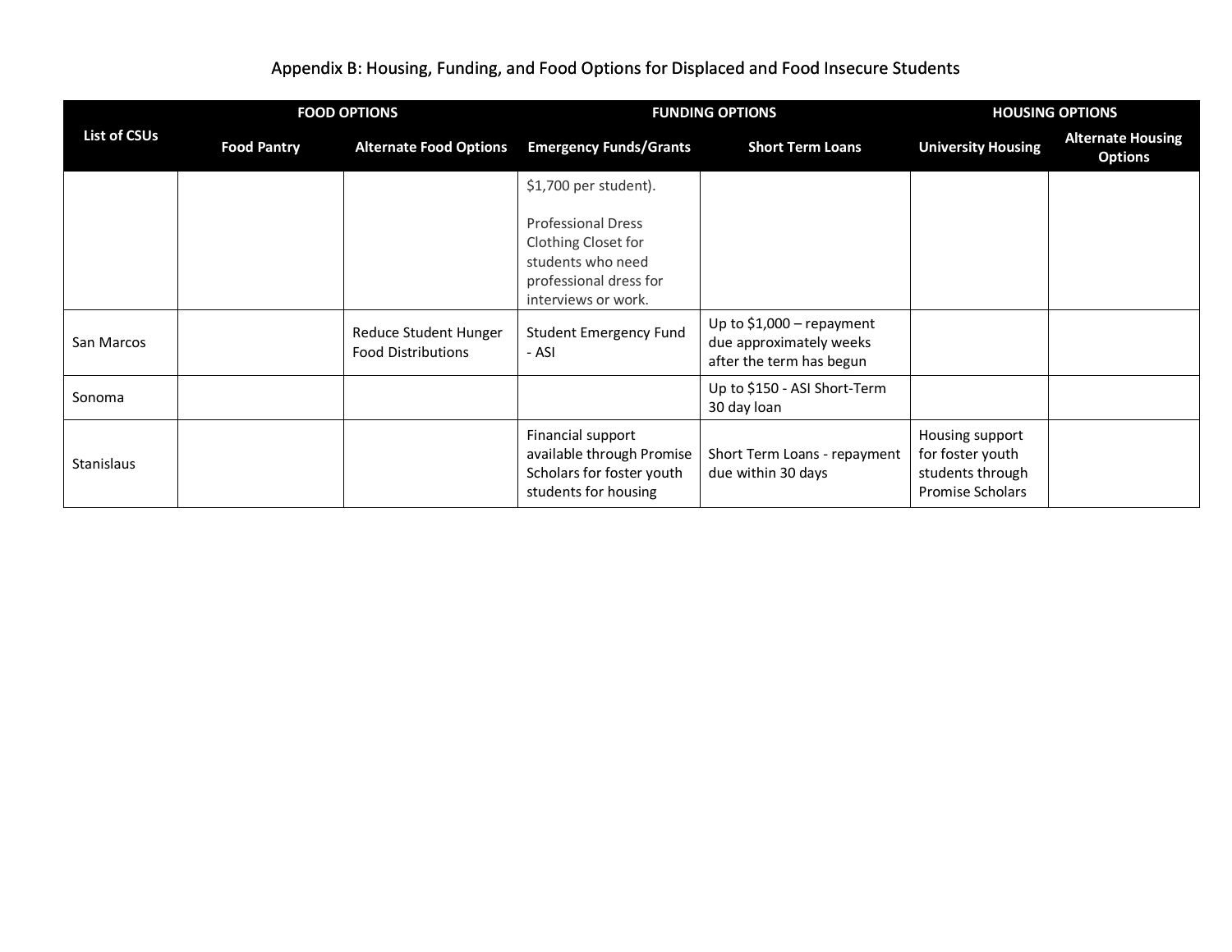Appendix B: Housing, Funding, and Food Options for Displaced and Food Insecure Students

| List of CSUs | FOOD OPTIONS | | FUNDING OPTIONS | | HOUSING OPTIONS | |
|---|---|---|---|---|---|---|
| | Food Pantry | Alternate Food Options | Emergency Funds/Grants | Short Term Loans | University Housing | Alternate Housing Options |
| | | | $1,700 per student).<br><br>Professional Dress Clothing Closet for students who need professional dress for interviews or work. | | | |
| San Marcos | | Reduce Student Hunger Food Distributions | Student Emergency Fund - ASI | Up to $1,000 – repayment due approximately weeks after the term has begun | | |
| Sonoma | | | | Up to $150 - ASI Short-Term 30 day loan | | |
| Stanislaus | | | Financial support available through Promise Scholars for foster youth students for housing | Short Term Loans - repayment due within 30 days | Housing support for foster youth students through Promise Scholars | |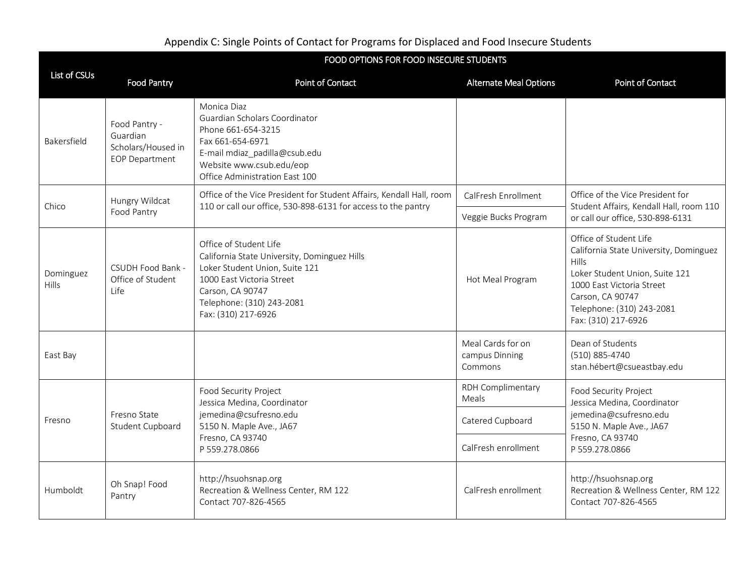# Appendix C: Single Points of Contact for Programs for Displaced and Food Insecure Students

| List of CSUs | FOOD OPTIONS FOR FOOD INSECURE STUDENTS | | | |
|---|---|---|---|---|
| | Food Pantry | Point of Contact | Alternate Meal Options | Point of Contact |
| Bakersfield | Food Pantry - Guardian Scholars/Housed in EOP Department | Monica Diaz<br>Guardian Scholars Coordinator<br>Phone 661-654-3215<br>Fax 661-654-6971<br>E-mail mdiaz_padilla@csub.edu<br>Website www.csub.edu/eop<br>Office Administration East 100 | | |
| Chico | Hungry Wildcat Food Pantry | Office of the Vice President for Student Affairs, Kendall Hall, room 110 or call our office, 530-898-6131 for access to the pantry | CalFresh Enrollment<br>Veggie Bucks Program | Office of the Vice President for Student Affairs, Kendall Hall, room 110 or call our office, 530-898-6131 |
| Dominguez Hills | CSUDH Food Bank - Office of Student Life | Office of Student Life<br>California State University, Dominguez Hills<br>Loker Student Union, Suite 121<br>1000 East Victoria Street<br>Carson, CA 90747<br>Telephone: (310) 243-2081<br>Fax: (310) 217-6926 | Hot Meal Program | Office of Student Life<br>California State University, Dominguez Hills<br>Loker Student Union, Suite 121<br>1000 East Victoria Street<br>Carson, CA 90747<br>Telephone: (310) 243-2081<br>Fax: (310) 217-6926 |
| East Bay | | | Meal Cards for on campus Dinning Commons | Dean of Students<br>(510) 885-4740<br>stan.hébert@csueastbay.edu |
| Fresno | Fresno State Student Cupboard | Food Security Project<br>Jessica Medina, Coordinator<br>jemedina@csufresno.edu<br>5150 N. Maple Ave., JA67<br>Fresno, CA 93740<br>P 559.278.0866 | RDH Complimentary Meals<br>Catered Cupboard<br>CalFresh enrollment | Food Security Project<br>Jessica Medina, Coordinator<br>jemedina@csufresno.edu<br>5150 N. Maple Ave., JA67<br>Fresno, CA 93740<br>P 559.278.0866 |
| Humboldt | Oh Snap! Food Pantry | http://hsuohsnap.org<br>Recreation & Wellness Center, RM 122<br>Contact 707-826-4565 | CalFresh enrollment | http://hsuohsnap.org<br>Recreation & Wellness Center, RM 122<br>Contact 707-826-4565 |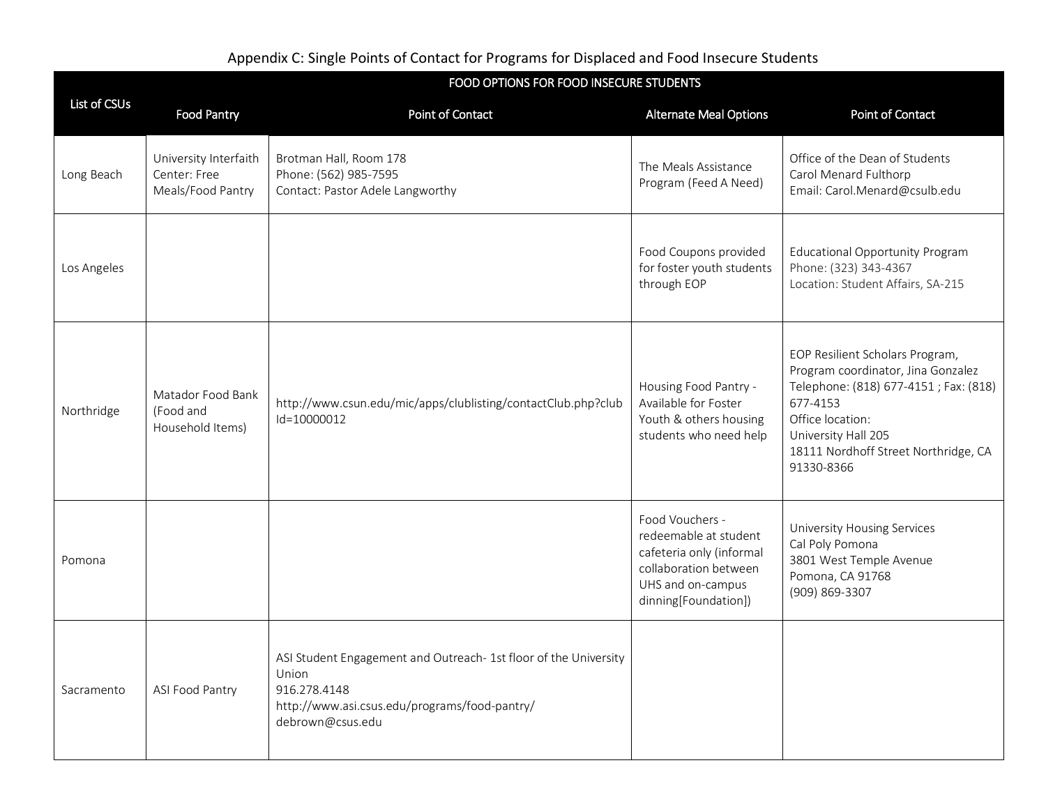Appendix C: Single Points of Contact for Programs for Displaced and Food Insecure Students

| List of CSUs | FOOD OPTIONS FOR FOOD INSECURE STUDENTS | | | |
|---|---|---|---|---|
| | Food Pantry | Point of Contact | Alternate Meal Options | Point of Contact |
| Long Beach | University Interfaith Center: Free Meals/Food Pantry | Brotman Hall, Room 178<br>Phone: (562) 985-7595<br>Contact: Pastor Adele Langworthy | The Meals Assistance Program (Feed A Need) | Office of the Dean of Students<br>Carol Menard Fulthorp<br>Email: Carol.Menard@csulb.edu |
| Los Angeles | | | Food Coupons provided for foster youth students through EOP | Educational Opportunity Program<br>Phone: (323) 343-4367<br>Location: Student Affairs, SA-215 |
| Northridge | Matador Food Bank (Food and Household Items) | http://www.csun.edu/mic/apps/clublisting/contactClub.php?clubId=10000012 | Housing Food Pantry - Available for Foster Youth & others housing students who need help | EOP Resilient Scholars Program, Program coordinator, Jina Gonzalez<br>Telephone: (818) 677-4151 ; Fax: (818) 677-4153<br>Office location:<br>University Hall 205<br>18111 Nordhoff Street Northridge, CA 91330-8366 |
| Pomona | | | Food Vouchers - redeemable at student cafeteria only (informal collaboration between UHS and on-campus dinning[Foundation]) | University Housing Services<br>Cal Poly Pomona<br>3801 West Temple Avenue<br>Pomona, CA 91768<br>(909) 869-3307 |
| Sacramento | ASI Food Pantry | ASI Student Engagement and Outreach- 1st floor of the University Union<br>916.278.4148<br>http://www.asi.csus.edu/programs/food-pantry/<br>debrown@csus.edu | | |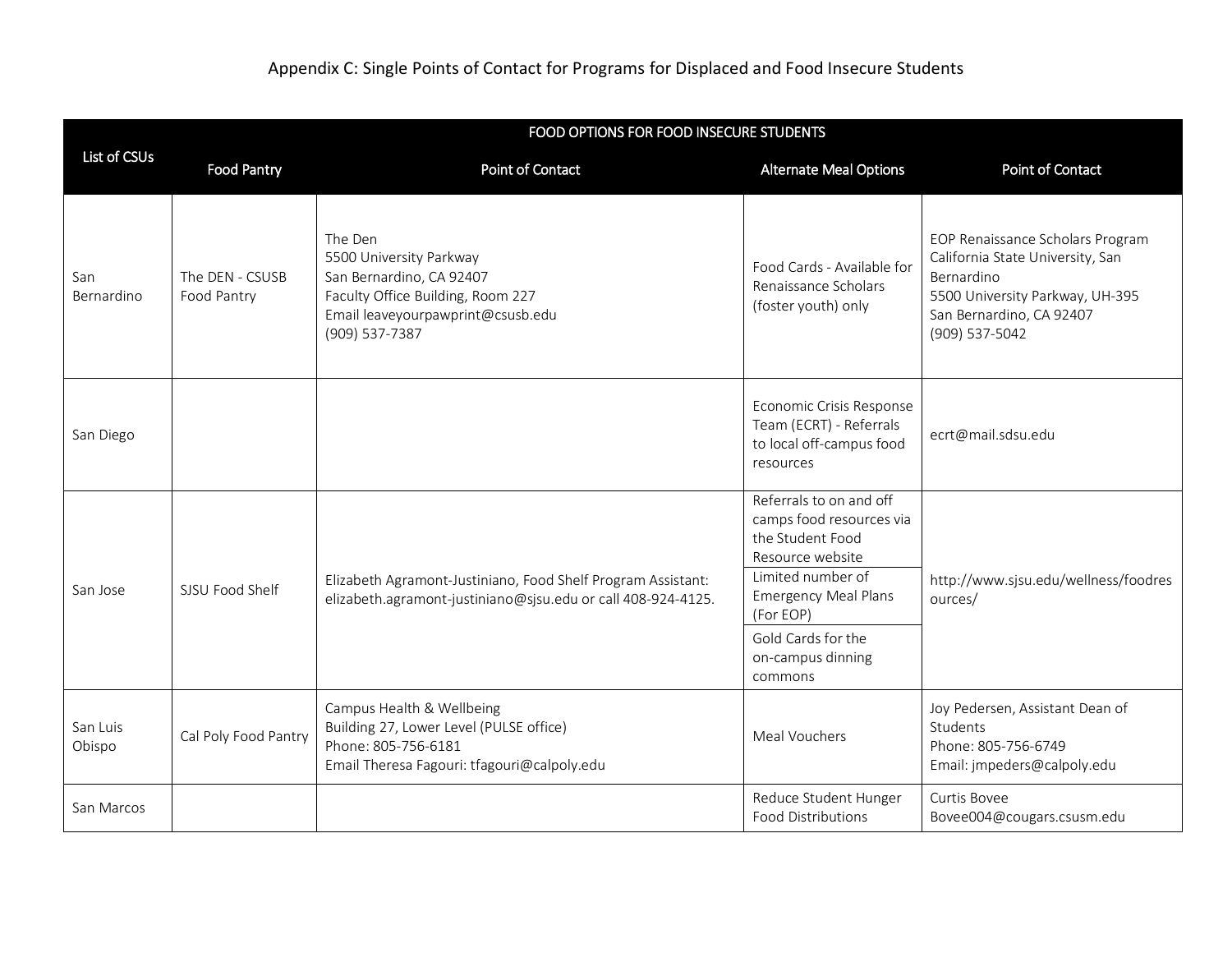Appendix C: Single Points of Contact for Programs for Displaced and Food Insecure Students

| List of CSUs | FOOD OPTIONS FOR FOOD INSECURE STUDENTS | | | |
|---|---|---|---|---|
| | Food Pantry | Point of Contact | Alternate Meal Options | Point of Contact |
| San Bernardino | The DEN - CSUSB Food Pantry | The Den<br>5500 University Parkway<br>San Bernardino, CA 92407<br>Faculty Office Building, Room 227<br>Email leaveyourpawprint@csusb.edu<br>(909) 537-7387 | Food Cards - Available for Renaissance Scholars (foster youth) only | EOP Renaissance Scholars Program<br>California State University, San Bernardino<br>5500 University Parkway, UH-395<br>San Bernardino, CA 92407<br>(909) 537-5042 |
| San Diego | | | Economic Crisis Response Team (ECRT) - Referrals to local off-campus food resources | ecrt@mail.sdsu.edu |
| San Jose | SJSU Food Shelf | Elizabeth Agramont-Justiniano, Food Shelf Program Assistant: elizabeth.agramont-justiniano@sjsu.edu or call 408-924-4125. | Referrals to on and off camps food resources via the Student Food Resource website<br>Limited number of Emergency Meal Plans (For EOP)<br>Gold Cards for the on-campus dinning commons | http://www.sjsu.edu/wellness/foodresources/ |
| San Luis Obispo | Cal Poly Food Pantry | Campus Health & Wellbeing<br>Building 27, Lower Level (PULSE office)<br>Phone: 805-756-6181<br>Email Theresa Fagouri: tfagouri@calpoly.edu | Meal Vouchers | Joy Pedersen, Assistant Dean of Students<br>Phone: 805-756-6749<br>Email: jmpeders@calpoly.edu |
| San Marcos | | | Reduce Student Hunger Food Distributions | Curtis Bovee<br>Bovee004@cougars.csusm.edu |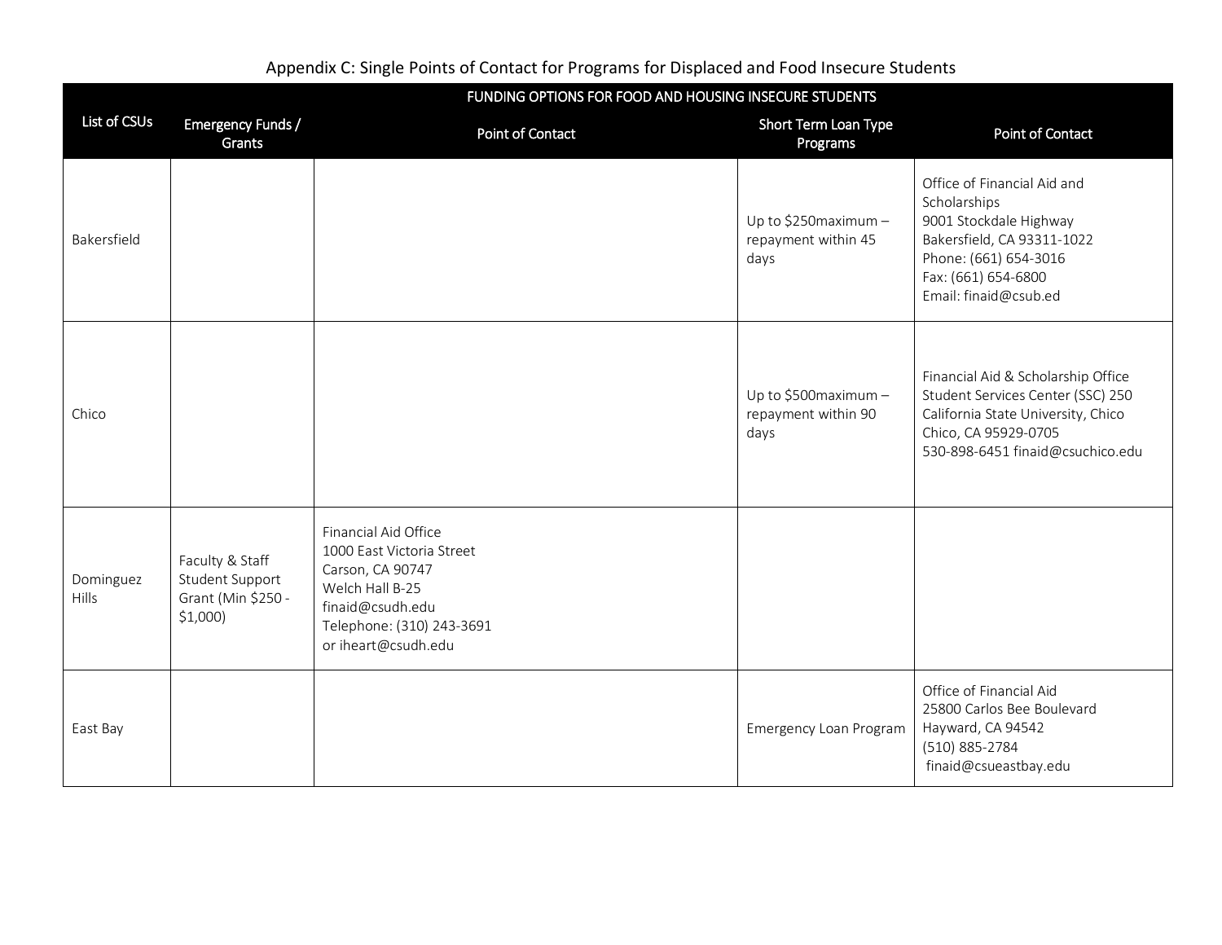# Appendix C: Single Points of Contact for Programs for Displaced and Food Insecure Students

| List of CSUs | FUNDING OPTIONS FOR FOOD AND HOUSING INSECURE STUDENTS | | | |
|---|---|---|---|---|
| | Emergency Funds / Grants | Point of Contact | Short Term Loan Type Programs | Point of Contact |
| Bakersfield | | | Up to $250maximum – repayment within 45 days | Office of Financial Aid and Scholarships<br>9001 Stockdale Highway<br>Bakersfield, CA 93311-1022<br>Phone: (661) 654-3016<br>Fax: (661) 654-6800<br>Email: finaid@csub.ed |
| Chico | | | Up to $500maximum – repayment within 90 days | Financial Aid & Scholarship Office<br>Student Services Center (SSC) 250<br>California State University, Chico<br>Chico, CA 95929-0705<br>530-898-6451 finaid@csuchico.edu |
| Dominguez Hills | Faculty & Staff Student Support Grant (Min $250 - $1,000) | Financial Aid Office<br>1000 East Victoria Street<br>Carson, CA 90747<br>Welch Hall B-25<br>finaid@csudh.edu<br>Telephone: (310) 243-3691<br>or iheart@csudh.edu | | |
| East Bay | | | Emergency Loan Program | Office of Financial Aid<br>25800 Carlos Bee Boulevard<br>Hayward, CA 94542<br>(510) 885-2784<br>finaid@csueastbay.edu |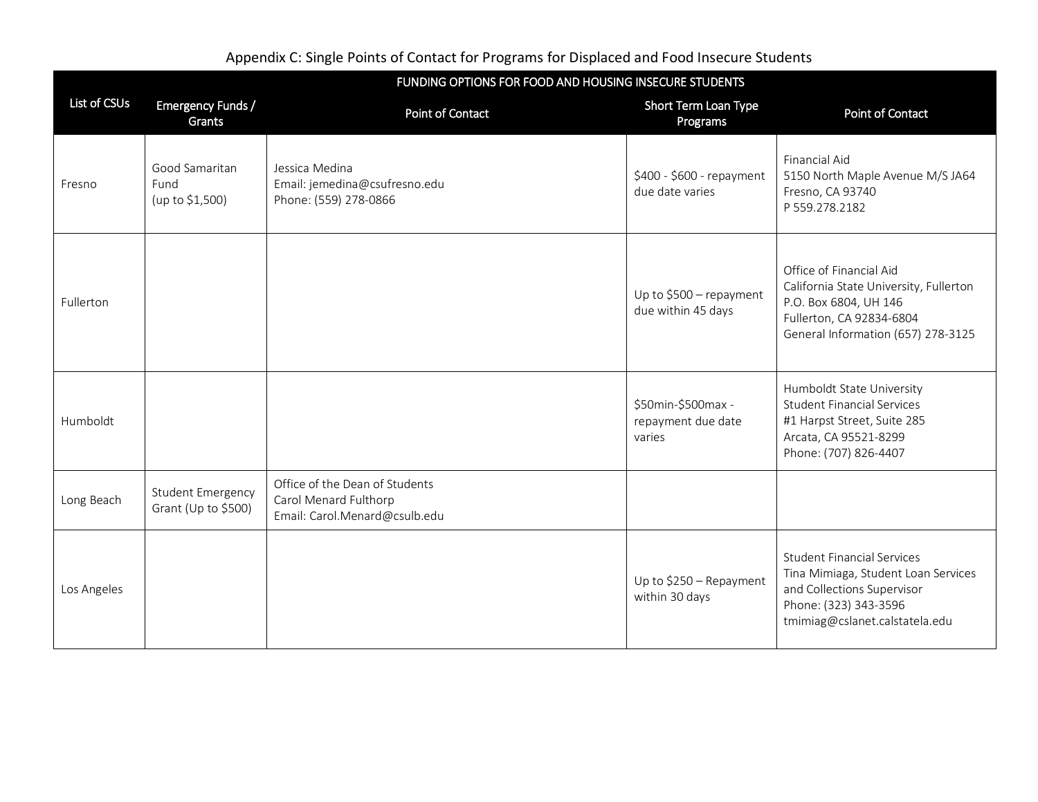Appendix C: Single Points of Contact for Programs for Displaced and Food Insecure Students

| List of CSUs | FUNDING OPTIONS FOR FOOD AND HOUSING INSECURE STUDENTS | | | |
|---|---|---|---|---|
| | Emergency Funds / Grants | Point of Contact | Short Term Loan Type Programs | Point of Contact |
| Fresno | Good Samaritan Fund (up to $1,500) | Jessica Medina<br>Email: jemedina@csufresno.edu<br>Phone: (559) 278-0866 | $400 - $600 - repayment due date varies | Financial Aid<br>5150 North Maple Avenue M/S JA64<br>Fresno, CA 93740<br>P 559.278.2182 |
| Fullerton | | | Up to $500 – repayment due within 45 days | Office of Financial Aid<br>California State University, Fullerton<br>P.O. Box 6804, UH 146<br>Fullerton, CA 92834-6804<br>General Information (657) 278-3125 |
| Humboldt | | | $50min-$500max - repayment due date varies | Humboldt State University<br>Student Financial Services<br>#1 Harpst Street, Suite 285<br>Arcata, CA 95521-8299<br>Phone: (707) 826-4407 |
| Long Beach | Student Emergency Grant (Up to $500) | Office of the Dean of Students<br>Carol Menard Fulthorp<br>Email: Carol.Menard@csulb.edu | | |
| Los Angeles | | | Up to $250 – Repayment within 30 days | Student Financial Services<br>Tina Mimiaga, Student Loan Services and Collections Supervisor<br>Phone: (323) 343-3596<br>tmimiag@cslanet.calstatela.edu |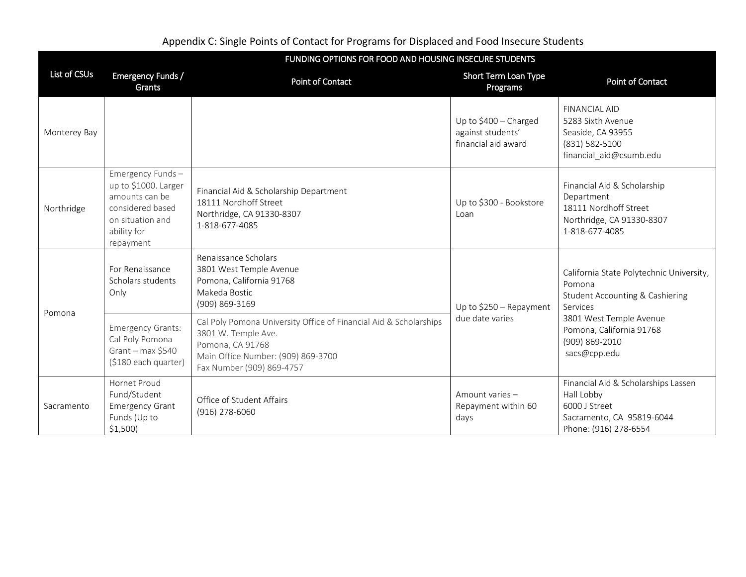Appendix C: Single Points of Contact for Programs for Displaced and Food Insecure Students

| List of CSUs | FUNDING OPTIONS FOR FOOD AND HOUSING INSECURE STUDENTS | | | |
|---|---|---|---|---|
| | Emergency Funds / Grants | Point of Contact | Short Term Loan Type Programs | Point of Contact |
| Monterey Bay | | | Up to $400 – Charged against students' financial aid award | FINANCIAL AID<br>5283 Sixth Avenue<br>Seaside, CA 93955<br>(831) 582-5100<br>financial_aid@csumb.edu |
| Northridge | Emergency Funds – up to $1000. Larger amounts can be considered based on situation and ability for repayment | Financial Aid & Scholarship Department<br>18111 Nordhoff Street<br>Northridge, CA 91330-8307<br>1-818-677-4085 | Up to $300 - Bookstore Loan | Financial Aid & Scholarship Department<br>18111 Nordhoff Street<br>Northridge, CA 91330-8307<br>1-818-677-4085 |
| Pomona | For Renaissance Scholars students Only | Renaissance Scholars<br>3801 West Temple Avenue<br>Pomona, California 91768<br>Makeda Bostic<br>(909) 869-3169 | Up to $250 – Repayment due date varies | California State Polytechnic University, Pomona<br>Student Accounting & Cashiering Services<br>3801 West Temple Avenue<br>Pomona, California 91768<br>(909) 869-2010<br>sacs@cpp.edu |
| | Emergency Grants: Cal Poly Pomona Grant – max $540 ($180 each quarter) | Cal Poly Pomona University Office of Financial Aid & Scholarships<br>3801 W. Temple Ave.<br>Pomona, CA 91768<br>Main Office Number: (909) 869-3700<br>Fax Number (909) 869-4757 | | |
| Sacramento | Hornet Proud Fund/Student Emergency Grant Funds (Up to $1,500) | Office of Student Affairs<br>(916) 278-6060 | Amount varies – Repayment within 60 days | Financial Aid & Scholarships Lassen Hall Lobby<br>6000 J Street<br>Sacramento, CA 95819-6044<br>Phone: (916) 278-6554 |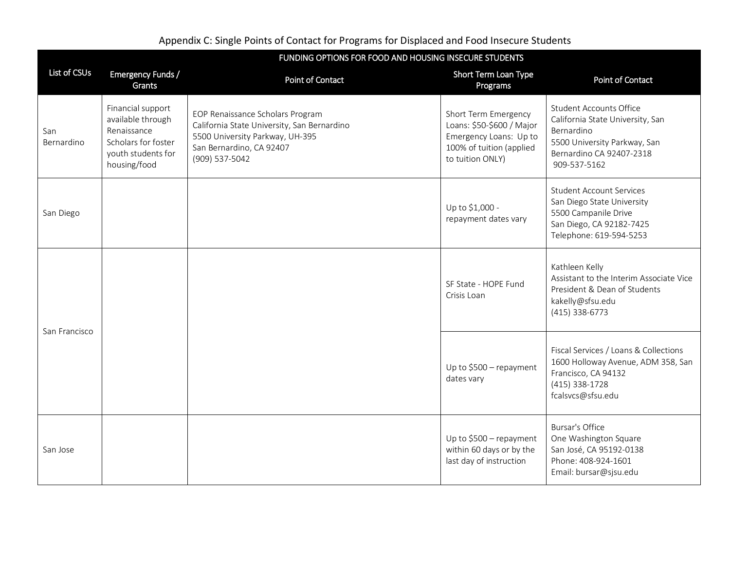# Appendix C: Single Points of Contact for Programs for Displaced and Food Insecure Students

| List of CSUs | FUNDING OPTIONS FOR FOOD AND HOUSING INSECURE STUDENTS | | | |
|---|---|---|---|---|
| | Emergency Funds / Grants | Point of Contact | Short Term Loan Type Programs | Point of Contact |
| San Bernardino | Financial support available through Renaissance Scholars for foster youth students for housing/food | EOP Renaissance Scholars Program<br>California State University, San Bernardino<br>5500 University Parkway, UH-395<br>San Bernardino, CA 92407<br>(909) 537-5042 | Short Term Emergency Loans: $50-$600 / Major Emergency Loans: Up to 100% of tuition (applied to tuition ONLY) | Student Accounts Office<br>California State University, San Bernardino<br>5500 University Parkway, San Bernardino CA 92407-2318<br>909-537-5162 |
| San Diego | | | Up to $1,000 - repayment dates vary | Student Account Services<br>San Diego State University<br>5500 Campanile Drive<br>San Diego, CA 92182-7425<br>Telephone: 619-594-5253 |
| San Francisco | | | SF State - HOPE Fund Crisis Loan | Kathleen Kelly<br>Assistant to the Interim Associate Vice President & Dean of Students<br>kakelly@sfsu.edu<br>(415) 338-6773 |
| | | | Up to $500 – repayment dates vary | Fiscal Services / Loans & Collections<br>1600 Holloway Avenue, ADM 358, San Francisco, CA 94132<br>(415) 338-1728<br>fcalsvcs@sfsu.edu |
| San Jose | | | Up to $500 – repayment within 60 days or by the last day of instruction | Bursar's Office<br>One Washington Square<br>San José, CA 95192-0138<br>Phone: 408-924-1601<br>Email: bursar@sjsu.edu |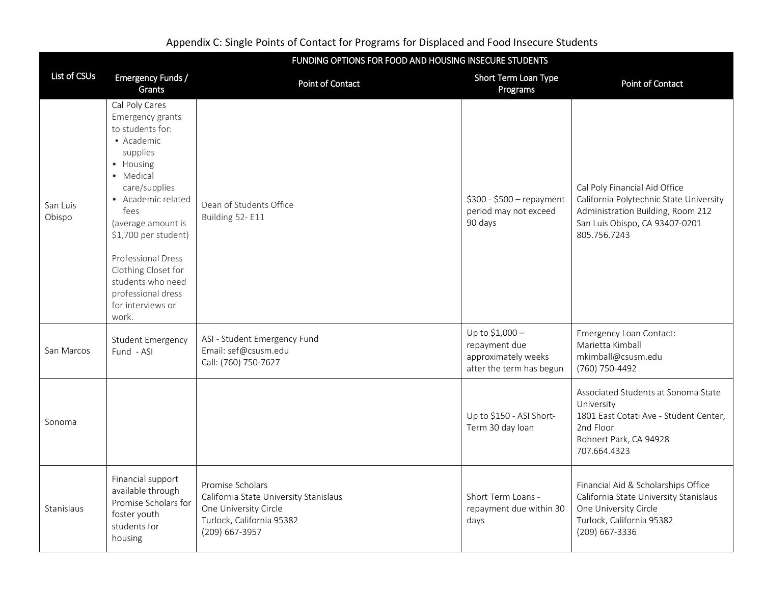## Appendix C: Single Points of Contact for Programs for Displaced and Food Insecure Students

| List of CSUs | FUNDING OPTIONS FOR FOOD AND HOUSING INSECURE STUDENTS | | | |
|---|---|---|---|---|
| | Emergency Funds / Grants | Point of Contact | Short Term Loan Type Programs | Point of Contact |
| San Luis Obispo | Cal Poly Cares<br>Emergency grants to students for:<br>• Academic supplies<br>• Housing<br>• Medical care/supplies<br>• Academic related fees<br>(average amount is $1,700 per student)<br><br>Professional Dress Clothing Closet for students who need professional dress for interviews or work. | Dean of Students Office<br>Building 52- E11 | $300 - $500 – repayment period may not exceed 90 days | Cal Poly Financial Aid Office<br>California Polytechnic State University<br>Administration Building, Room 212<br>San Luis Obispo, CA 93407-0201<br>805.756.7243 |
| San Marcos | Student Emergency Fund - ASI | ASI - Student Emergency Fund<br>Email: sef@csusm.edu<br>Call: (760) 750-7627 | Up to $1,000 – repayment due approximately weeks after the term has begun | Emergency Loan Contact:<br>Marietta Kimball<br>mkimball@csusm.edu<br>(760) 750-4492 |
| Sonoma | | | Up to $150 - ASI Short-Term 30 day loan | Associated Students at Sonoma State University<br>1801 East Cotati Ave - Student Center, 2nd Floor<br>Rohnert Park, CA 94928<br>707.664.4323 |
| Stanislaus | Financial support available through Promise Scholars for foster youth students for housing | Promise Scholars<br>California State University Stanislaus<br>One University Circle<br>Turlock, California 95382<br>(209) 667-3957 | Short Term Loans - repayment due within 30 days | Financial Aid & Scholarships Office<br>California State University Stanislaus<br>One University Circle<br>Turlock, California 95382<br>(209) 667-3336 |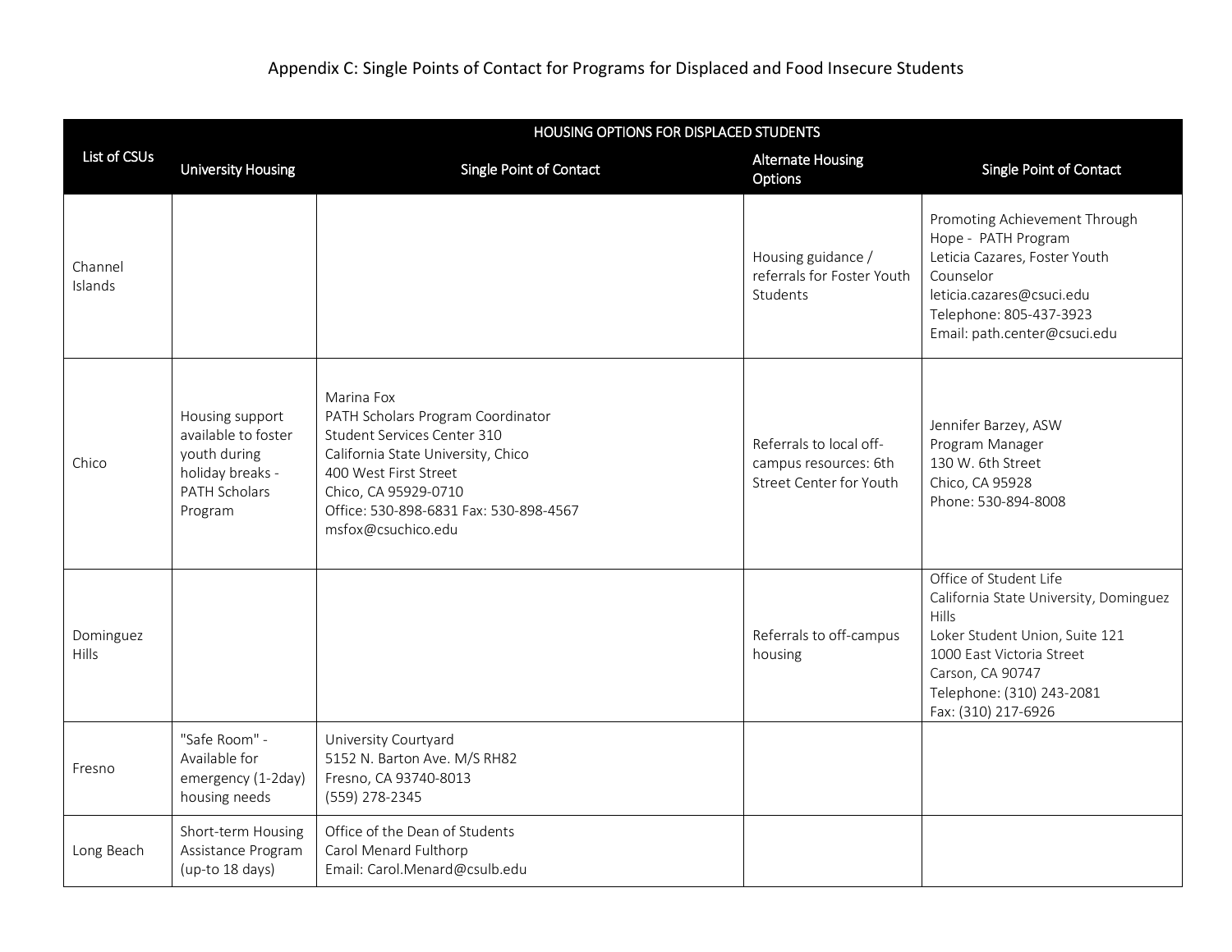# Appendix C: Single Points of Contact for Programs for Displaced and Food Insecure Students

| List of CSUs | HOUSING OPTIONS FOR DISPLACED STUDENTS | | | |
|---|---|---|---|---|
| | University Housing | Single Point of Contact | Alternate Housing Options | Single Point of Contact |
| Channel Islands | | | Housing guidance / referrals for Foster Youth Students | Promoting Achievement Through Hope - PATH Program<br>Leticia Cazares, Foster Youth Counselor<br>leticia.cazares@csuci.edu<br>Telephone: 805-437-3923<br>Email: path.center@csuci.edu |
| Chico | Housing support available to foster youth during holiday breaks - PATH Scholars Program | Marina Fox<br>PATH Scholars Program Coordinator<br>Student Services Center 310<br>California State University, Chico<br>400 West First Street<br>Chico, CA 95929-0710<br>Office: 530-898-6831 Fax: 530-898-4567<br>msfox@csuchico.edu | Referrals to local off-campus resources: 6th Street Center for Youth | Jennifer Barzey, ASW<br>Program Manager<br>130 W. 6th Street<br>Chico, CA 95928<br>Phone: 530-894-8008 |
| Dominguez Hills | | | Referrals to off-campus housing | Office of Student Life<br>California State University, Dominguez Hills<br>Loker Student Union, Suite 121<br>1000 East Victoria Street<br>Carson, CA 90747<br>Telephone: (310) 243-2081<br>Fax: (310) 217-6926 |
| Fresno | "Safe Room" - Available for emergency (1-2day) housing needs | University Courtyard<br>5152 N. Barton Ave. M/S RH82<br>Fresno, CA 93740-8013<br>(559) 278-2345 | | |
| Long Beach | Short-term Housing Assistance Program (up-to 18 days) | Office of the Dean of Students<br>Carol Menard Fulthorp<br>Email: Carol.Menard@csulb.edu | | |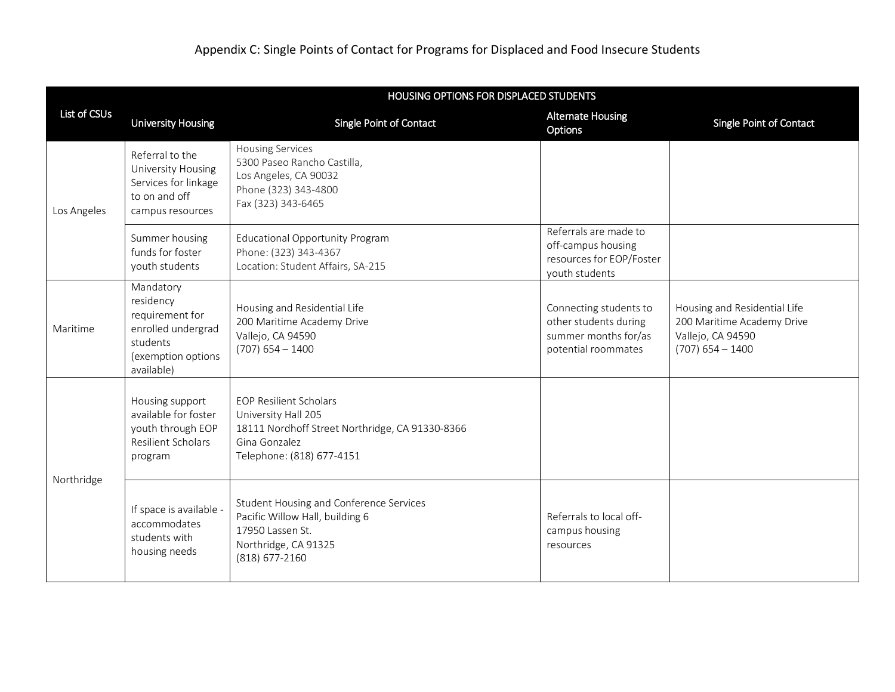Appendix C: Single Points of Contact for Programs for Displaced and Food Insecure Students

| List of CSUs | HOUSING OPTIONS FOR DISPLACED STUDENTS | | | |
|---|---|---|---|---|
| | University Housing | Single Point of Contact | Alternate Housing Options | Single Point of Contact |
| Los Angeles | Referral to the University Housing Services for linkage to on and off campus resources | Housing Services<br>5300 Paseo Rancho Castilla,<br>Los Angeles, CA 90032<br>Phone (323) 343-4800<br>Fax (323) 343-6465 | | |
| | Summer housing funds for foster youth students | Educational Opportunity Program<br>Phone: (323) 343-4367<br>Location: Student Affairs, SA-215 | Referrals are made to off-campus housing resources for EOP/Foster youth students | |
| Maritime | Mandatory residency requirement for enrolled undergrad students (exemption options available) | Housing and Residential Life<br>200 Maritime Academy Drive<br>Vallejo, CA 94590<br>(707) 654 – 1400 | Connecting students to other students during summer months for/as potential roommates | Housing and Residential Life<br>200 Maritime Academy Drive<br>Vallejo, CA 94590<br>(707) 654 – 1400 |
| Northridge | Housing support available for foster youth through EOP Resilient Scholars program | EOP Resilient Scholars<br>University Hall 205<br>18111 Nordhoff Street Northridge, CA 91330-8366<br>Gina Gonzalez<br>Telephone: (818) 677-4151 | | |
| | If space is available - accommodates students with housing needs | Student Housing and Conference Services<br>Pacific Willow Hall, building 6<br>17950 Lassen St.<br>Northridge, CA 91325<br>(818) 677-2160 | Referrals to local off-campus housing resources | |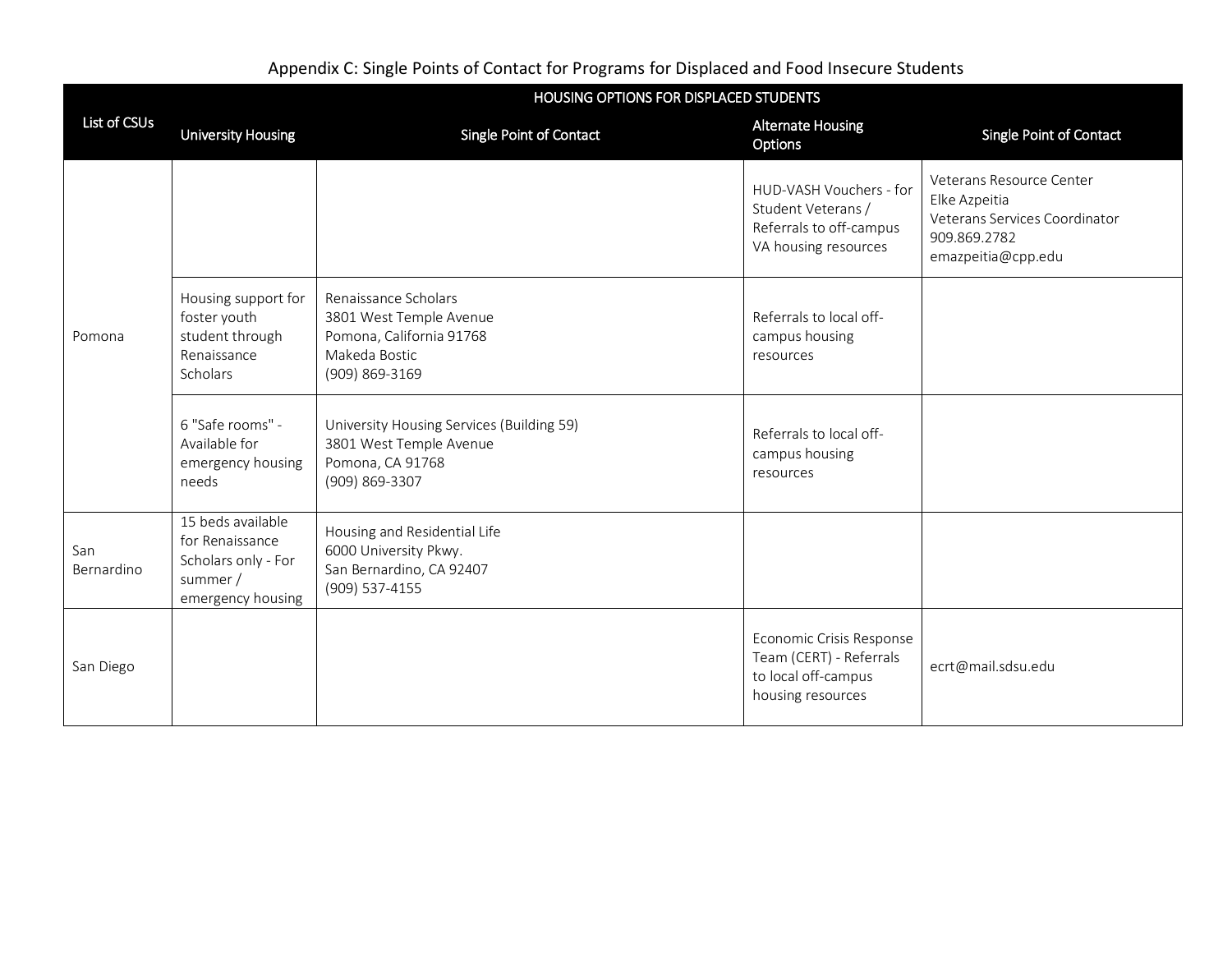## Appendix C: Single Points of Contact for Programs for Displaced and Food Insecure Students

| List of CSUs | HOUSING OPTIONS FOR DISPLACED STUDENTS | | | |
|---|---|---|---|---|
| | University Housing | Single Point of Contact | Alternate Housing Options | Single Point of Contact |
| Pomona | | | HUD-VASH Vouchers - for Student Veterans / Referrals to off-campus VA housing resources | Veterans Resource Center<br>Elke Azpeitia<br>Veterans Services Coordinator<br>909.869.2782<br>emazpeitia@cpp.edu |
| | Housing support for foster youth student through Renaissance Scholars | Renaissance Scholars<br>3801 West Temple Avenue<br>Pomona, California 91768<br>Makeda Bostic<br>(909) 869-3169 | Referrals to local off-campus housing resources | |
| | 6 "Safe rooms" - Available for emergency housing needs | University Housing Services (Building 59)<br>3801 West Temple Avenue<br>Pomona, CA 91768<br>(909) 869-3307 | Referrals to local off-campus housing resources | |
| San Bernardino | 15 beds available for Renaissance Scholars only - For summer / emergency housing | Housing and Residential Life<br>6000 University Pkwy.<br>San Bernardino, CA 92407<br>(909) 537-4155 | | |
| San Diego | | | Economic Crisis Response Team (CERT) - Referrals to local off-campus housing resources | ecrt@mail.sdsu.edu |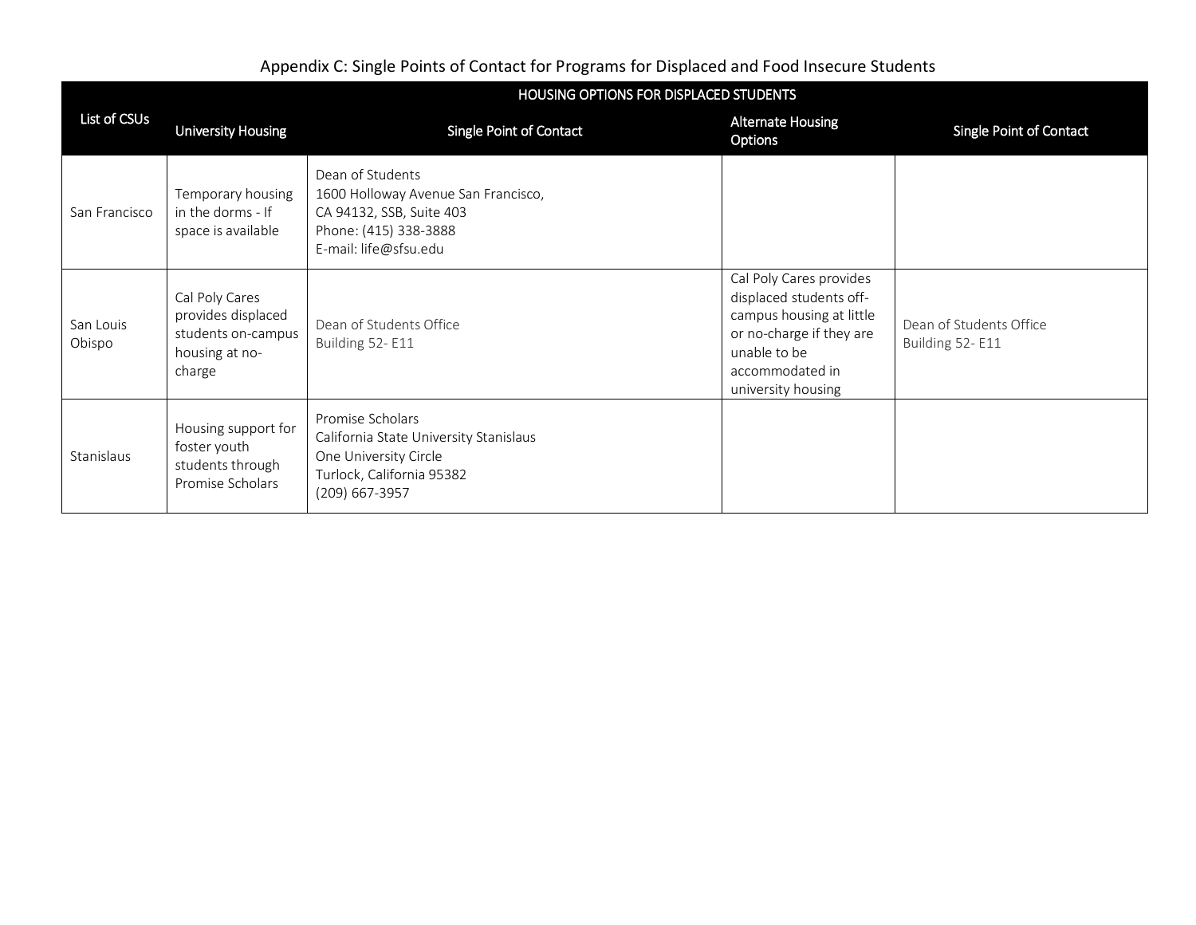Appendix C: Single Points of Contact for Programs for Displaced and Food Insecure Students

| List of CSUs | HOUSING OPTIONS FOR DISPLACED STUDENTS | | | |
|---|---|---|---|---|
| | University Housing | Single Point of Contact | Alternate Housing Options | Single Point of Contact |
| San Francisco | Temporary housing in the dorms - If space is available | Dean of Students<br>1600 Holloway Avenue San Francisco, CA 94132, SSB, Suite 403<br>Phone: (415) 338-3888<br>E-mail: life@sfsu.edu | | |
| San Louis Obispo | Cal Poly Cares provides displaced students on-campus housing at no-charge | Dean of Students Office<br>Building 52- E11 | Cal Poly Cares provides displaced students off-campus housing at little or no-charge if they are unable to be accommodated in university housing | Dean of Students Office<br>Building 52- E11 |
| Stanislaus | Housing support for foster youth students through Promise Scholars | Promise Scholars<br>California State University Stanislaus<br>One University Circle<br>Turlock, California 95382<br>(209) 667-3957 | | |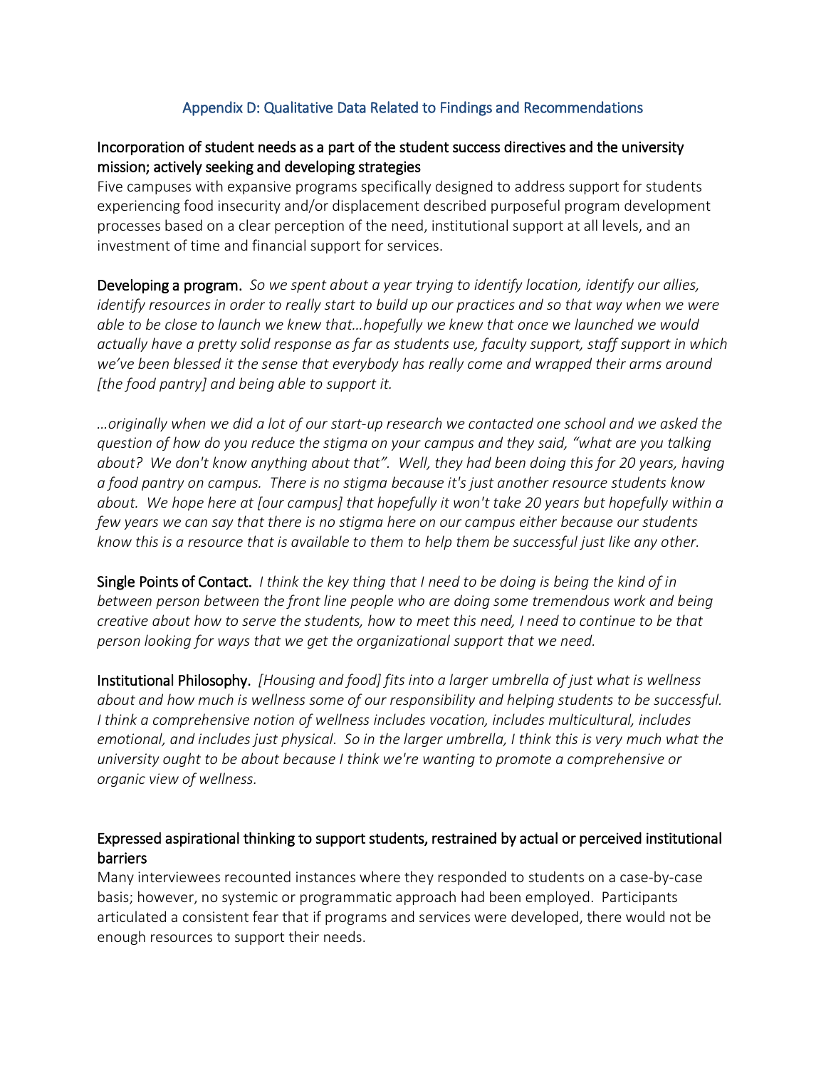# Appendix D: Qualitative Data Related to Findings and Recommendations

## Incorporation of student needs as a part of the student success directives and the university mission; actively seeking and developing strategies

Five campuses with expansive programs specifically designed to address support for students experiencing food insecurity and/or displacement described purposeful program development processes based on a clear perception of the need, institutional support at all levels, and an investment of time and financial support for services.

**Developing a program.** *So we spent about a year trying to identify location, identify our allies, identify resources in order to really start to build up our practices and so that way when we were able to be close to launch we knew that…hopefully we knew that once we launched we would actually have a pretty solid response as far as students use, faculty support, staff support in which we've been blessed it the sense that everybody has really come and wrapped their arms around [the food pantry] and being able to support it.*

*…originally when we did a lot of our start-up research we contacted one school and we asked the question of how do you reduce the stigma on your campus and they said, "what are you talking about? We don't know anything about that". Well, they had been doing this for 20 years, having a food pantry on campus. There is no stigma because it's just another resource students know about. We hope here at [our campus] that hopefully it won't take 20 years but hopefully within a few years we can say that there is no stigma here on our campus either because our students know this is a resource that is available to them to help them be successful just like any other.*

**Single Points of Contact.** *I think the key thing that I need to be doing is being the kind of in between person between the front line people who are doing some tremendous work and being creative about how to serve the students, how to meet this need, I need to continue to be that person looking for ways that we get the organizational support that we need.*

**Institutional Philosophy.** *[Housing and food] fits into a larger umbrella of just what is wellness about and how much is wellness some of our responsibility and helping students to be successful. I think a comprehensive notion of wellness includes vocation, includes multicultural, includes emotional, and includes just physical. So in the larger umbrella, I think this is very much what the university ought to be about because I think we're wanting to promote a comprehensive or organic view of wellness.*

## Expressed aspirational thinking to support students, restrained by actual or perceived institutional barriers

Many interviewees recounted instances where they responded to students on a case-by-case basis; however, no systemic or programmatic approach had been employed. Participants articulated a consistent fear that if programs and services were developed, there would not be enough resources to support their needs.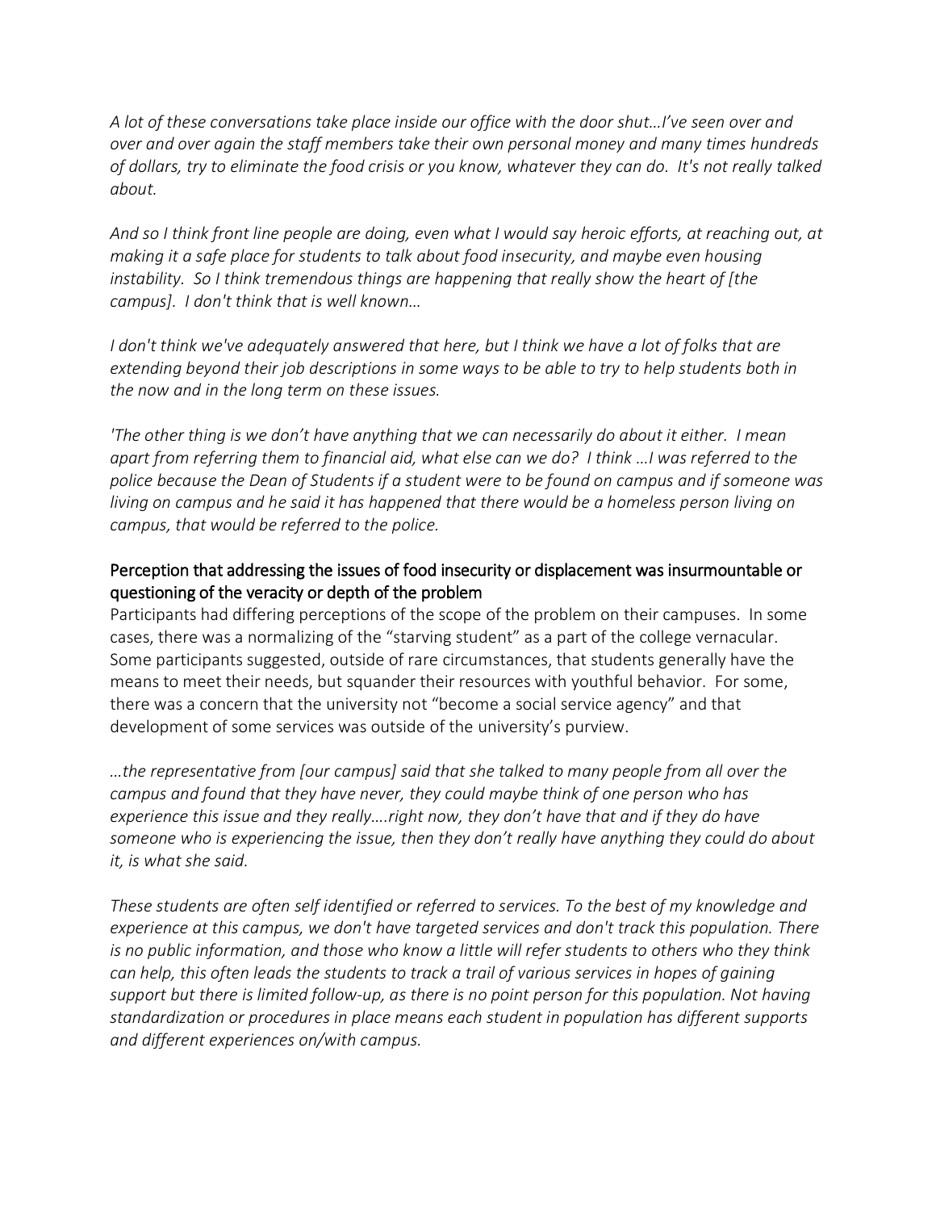*A lot of these conversations take place inside our office with the door shut…I've seen over and over and over again the staff members take their own personal money and many times hundreds of dollars, try to eliminate the food crisis or you know, whatever they can do. It's not really talked about.*

*And so I think front line people are doing, even what I would say heroic efforts, at reaching out, at making it a safe place for students to talk about food insecurity, and maybe even housing instability. So I think tremendous things are happening that really show the heart of [the campus]. I don't think that is well known…*

*I don't think we've adequately answered that here, but I think we have a lot of folks that are extending beyond their job descriptions in some ways to be able to try to help students both in the now and in the long term on these issues.*

*'The other thing is we don't have anything that we can necessarily do about it either. I mean apart from referring them to financial aid, what else can we do? I think …I was referred to the police because the Dean of Students if a student were to be found on campus and if someone was living on campus and he said it has happened that there would be a homeless person living on campus, that would be referred to the police.*

### Perception that addressing the issues of food insecurity or displacement was insurmountable or questioning of the veracity or depth of the problem

Participants had differing perceptions of the scope of the problem on their campuses. In some cases, there was a normalizing of the "starving student" as a part of the college vernacular. Some participants suggested, outside of rare circumstances, that students generally have the means to meet their needs, but squander their resources with youthful behavior. For some, there was a concern that the university not "become a social service agency" and that development of some services was outside of the university's purview.

*…the representative from [our campus] said that she talked to many people from all over the campus and found that they have never, they could maybe think of one person who has experience this issue and they really….right now, they don't have that and if they do have someone who is experiencing the issue, then they don't really have anything they could do about it, is what she said.*

*These students are often self identified or referred to services. To the best of my knowledge and experience at this campus, we don't have targeted services and don't track this population. There is no public information, and those who know a little will refer students to others who they think can help, this often leads the students to track a trail of various services in hopes of gaining support but there is limited follow-up, as there is no point person for this population. Not having standardization or procedures in place means each student in population has different supports and different experiences on/with campus.*